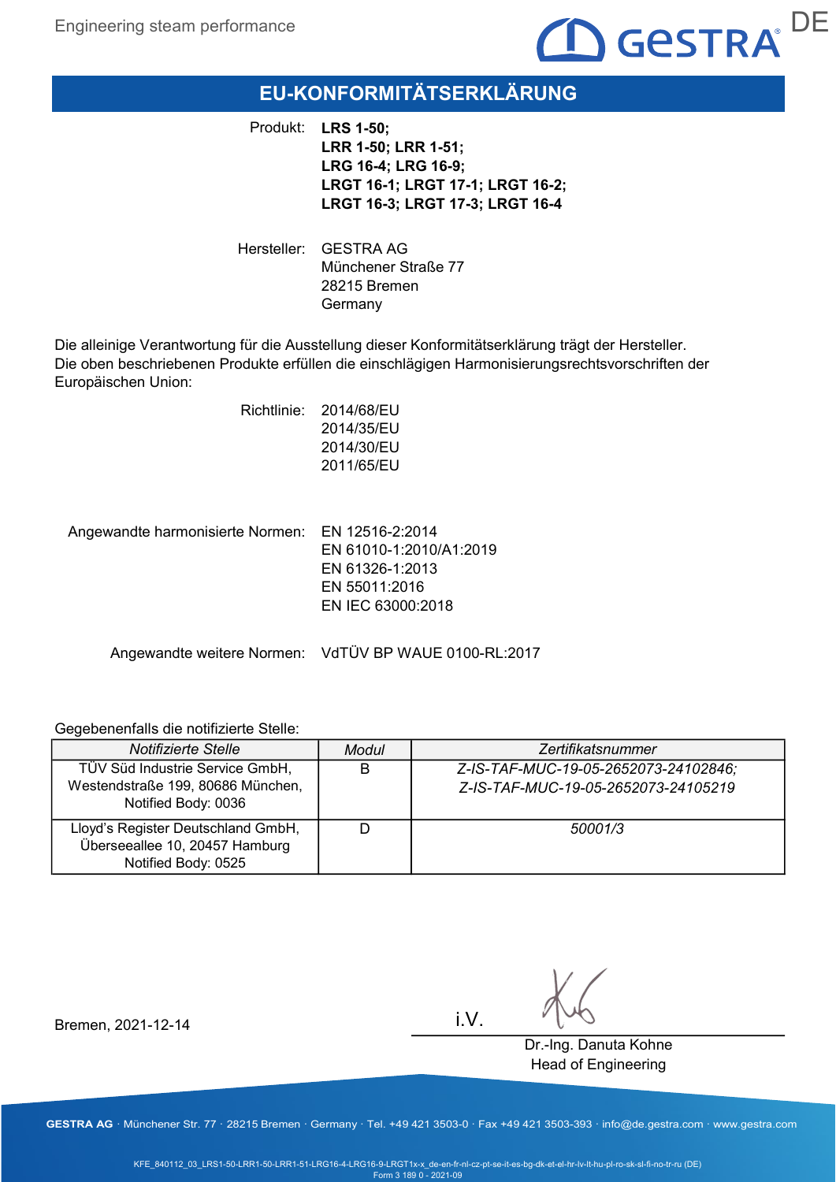# EU-KONFORMITÄTSERKLÄRUNG

Produkt: **LRS 1-50;**
**LRR 1-50; LRR 1-51;**
**LRG 16-4; LRG 16-9;**
**LRGT 16-1; LRGT 17-1; LRGT 16-2;**
**LRGT 16-3; LRGT 17-3; LRGT 16-4**

Hersteller: GESTRA AG
Münchener Straße 77
28215 Bremen
Germany

Die alleinige Verantwortung für die Ausstellung dieser Konformitätserklärung trägt der Hersteller.
Die oben beschriebenen Produkte erfüllen die einschlägigen Harmonisierungsrechtsvorschriften der Europäischen Union:

Richtlinie: 2014/68/EU
2014/35/EU
2014/30/EU
2011/65/EU

Angewandte harmonisierte Normen: EN 12516-2:2014
EN 61010-1:2010/A1:2019
EN 61326-1:2013
EN 55011:2016
EN IEC 63000:2018

Angewandte weitere Normen: VdTÜV BP WAUE 0100-RL:2017

Gegebenenfalls die notifizierte Stelle:

| *Notifizierte Stelle* | *Modul* | *Zertifikatsnummer* |
|---|---|---|
| TÜV Süd Industrie Service GmbH, Westendstraße 199, 80686 München, Notified Body: 0036 | B | *Z-IS-TAF-MUC-19-05-2652073-24102846; Z-IS-TAF-MUC-19-05-2652073-24105219* |
| Lloyd's Register Deutschland GmbH, Überseeallee 10, 20457 Hamburg Notified Body: 0525 | D | *50001/3* |

Bremen, 2021-12-14

i.V.

Dr.-Ing. Danuta Kohne
Head of Engineering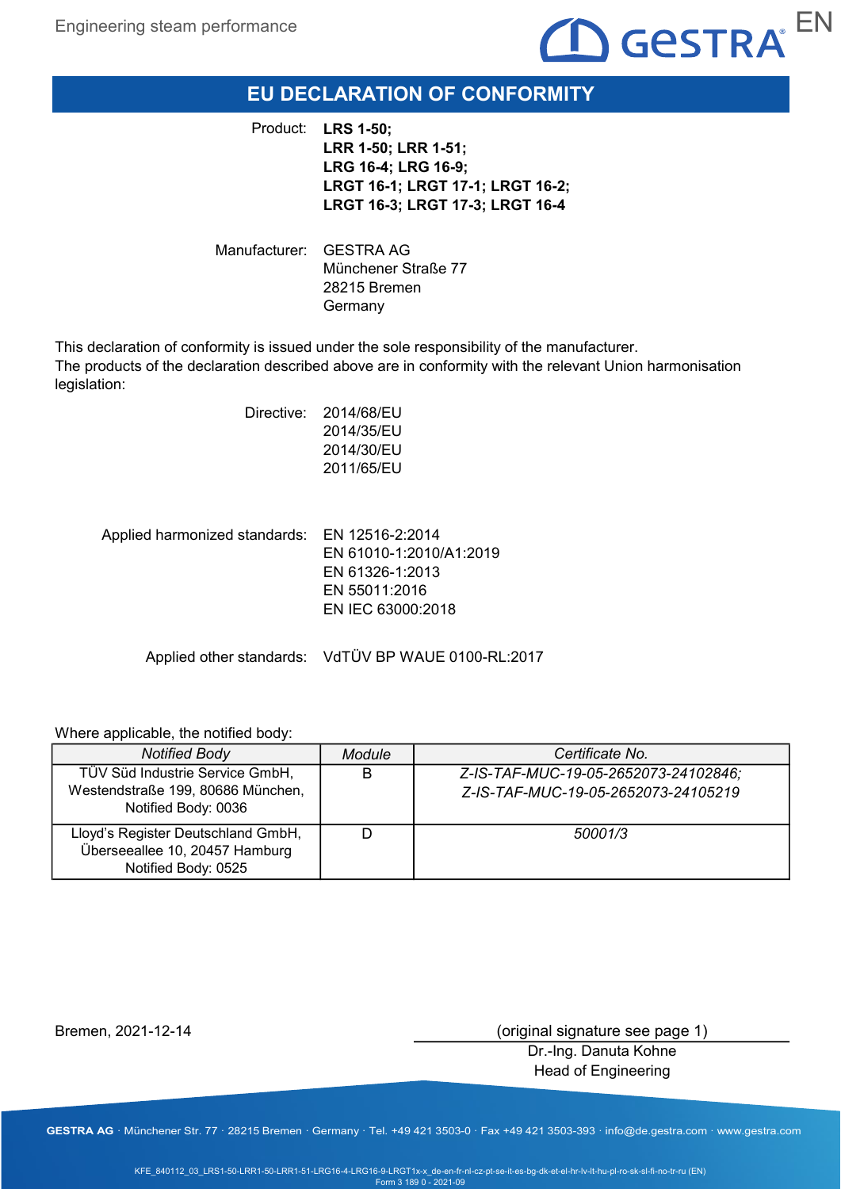# EU DECLARATION OF CONFORMITY

Product: **LRS 1-50;**
**LRR 1-50; LRR 1-51;**
**LRG 16-4; LRG 16-9;**
**LRGT 16-1; LRGT 17-1; LRGT 16-2;**
**LRGT 16-3; LRGT 17-3; LRGT 16-4**

Manufacturer: GESTRA AG
Münchener Straße 77
28215 Bremen
Germany

This declaration of conformity is issued under the sole responsibility of the manufacturer.
The products of the declaration described above are in conformity with the relevant Union harmonisation legislation:

Directive: 2014/68/EU
2014/35/EU
2014/30/EU
2011/65/EU

Applied harmonized standards: EN 12516-2:2014
EN 61010-1:2010/A1:2019
EN 61326-1:2013
EN 55011:2016
EN IEC 63000:2018

Applied other standards: VdTÜV BP WAUE 0100-RL:2017

Where applicable, the notified body:

| *Notified Body* | *Module* | *Certificate No.* |
|---|---|---|
| TÜV Süd Industrie Service GmbH, Westendstraße 199, 80686 München, Notified Body: 0036 | B | *Z-IS-TAF-MUC-19-05-2652073-24102846; Z-IS-TAF-MUC-19-05-2652073-24105219* |
| Lloyd's Register Deutschland GmbH, Überseeallee 10, 20457 Hamburg Notified Body: 0525 | D | *50001/3* |

Bremen, 2021-12-14

(original signature see page 1)
Dr.-Ing. Danuta Kohne
Head of Engineering

**GESTRA AG** · Münchener Str. 77 · 28215 Bremen · Germany · Tel. +49 421 3503-0 · Fax +49 421 3503-393 · info@de.gestra.com · www.gestra.com

KFE_840112_03_LRS1-50-LRR1-50-LRR1-51-LRG16-4-LRG16-9-LRGT1x-x_de-en-fr-nl-cz-pt-se-it-es-bg-dk-et-el-hr-lv-lt-hu-pl-ro-sk-sl-fi-no-tr-ru (EN)
Form 3 189 0 - 2021-09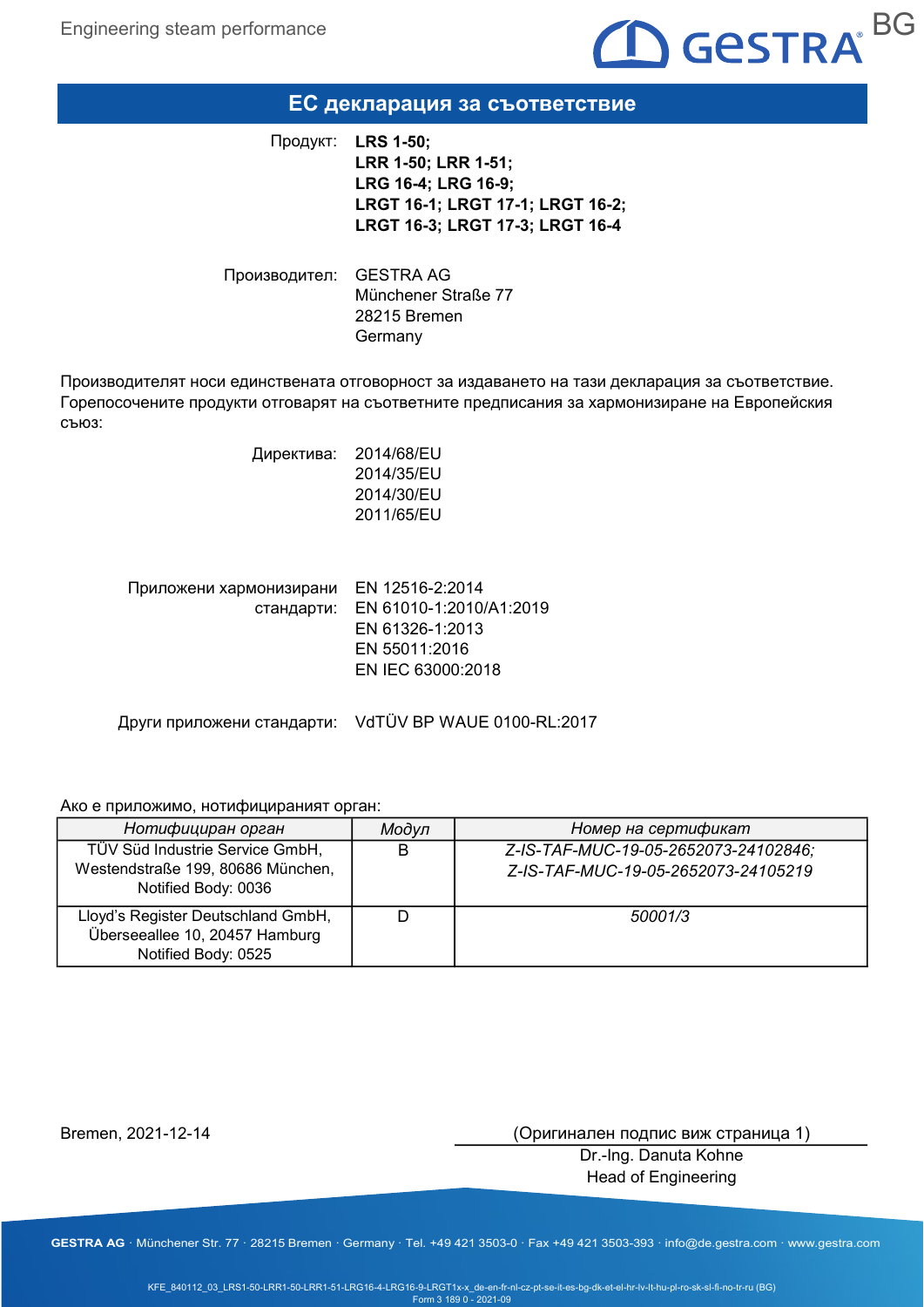# ЕС декларация за съответствие

Продукт: **LRS 1-50;**
**LRR 1-50; LRR 1-51;**
**LRG 16-4; LRG 16-9;**
**LRGT 16-1; LRGT 17-1; LRGT 16-2;**
**LRGT 16-3; LRGT 17-3; LRGT 16-4**

Производител: GESTRA AG
Münchener Straße 77
28215 Bremen
Germany

Производителят носи единствената отговорност за издаването на тази декларация за съответствие. Горепосочените продукти отговарят на съответните предписания за хармонизиране на Европейския съюз:

Директива: 2014/68/EU
2014/35/EU
2014/30/EU
2011/65/EU

Приложени хармонизирани стандарти: EN 12516-2:2014
EN 61010-1:2010/A1:2019
EN 61326-1:2013
EN 55011:2016
EN IEC 63000:2018

Други приложени стандарти: VdTÜV BP WAUE 0100-RL:2017

Ако е приложимо, нотифицираният орган:

| *Нотифициран орган* | *Модул* | *Номер на сертификат* |
|---|---|---|
| TÜV Süd Industrie Service GmbH, Westendstraße 199, 80686 München, Notified Body: 0036 | B | *Z-IS-TAF-MUC-19-05-2652073-24102846; Z-IS-TAF-MUC-19-05-2652073-24105219* |
| Lloyd's Register Deutschland GmbH, Überseeallee 10, 20457 Hamburg Notified Body: 0525 | D | *50001/3* |

Bremen, 2021-12-14

(Оригинален подпис виж страница 1)
Dr.-Ing. Danuta Kohne
Head of Engineering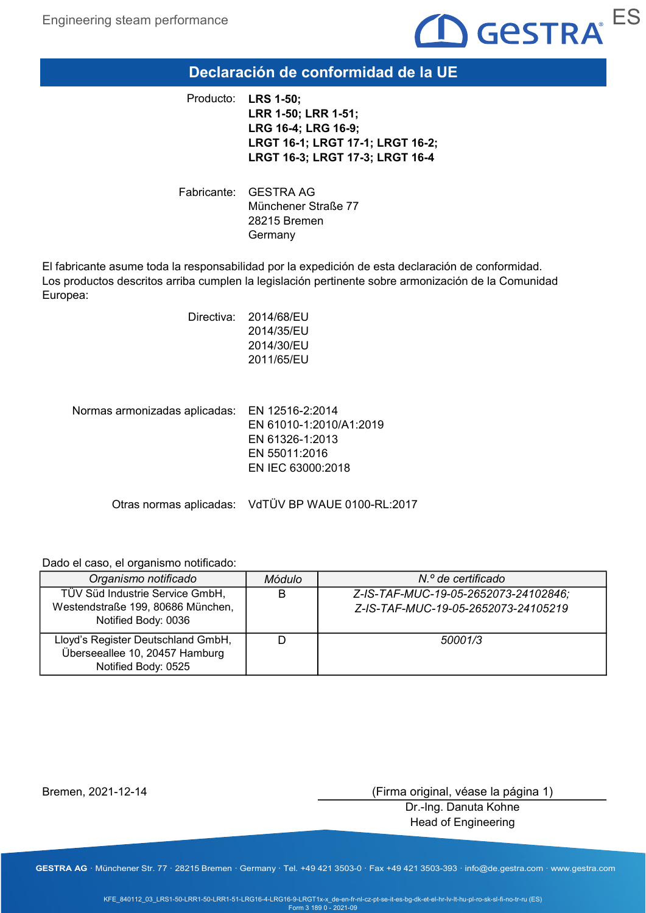# Declaración de conformidad de la UE

Producto: **LRS 1-50; LRR 1-50; LRR 1-51; LRG 16-4; LRG 16-9; LRGT 16-1; LRGT 17-1; LRGT 16-2; LRGT 16-3; LRGT 17-3; LRGT 16-4**

Fabricante: GESTRA AG
Münchener Straße 77
28215 Bremen
Germany

El fabricante asume toda la responsabilidad por la expedición de esta declaración de conformidad.
Los productos descritos arriba cumplen la legislación pertinente sobre armonización de la Comunidad Europea:

Directiva: 2014/68/EU
2014/35/EU
2014/30/EU
2011/65/EU

Normas armonizadas aplicadas: EN 12516-2:2014
EN 61010-1:2010/A1:2019
EN 61326-1:2013
EN 55011:2016
EN IEC 63000:2018

Otras normas aplicadas: VdTÜV BP WAUE 0100-RL:2017

Dado el caso, el organismo notificado:

| *Organismo notificado* | *Módulo* | *N.º de certificado* |
|---|---|---|
| TÜV Süd Industrie Service GmbH, Westendstraße 199, 80686 München, Notified Body: 0036 | B | *Z-IS-TAF-MUC-19-05-2652073-24102846; Z-IS-TAF-MUC-19-05-2652073-24105219* |
| Lloyd's Register Deutschland GmbH, Überseeallee 10, 20457 Hamburg Notified Body: 0525 | D | *50001/3* |

Bremen, 2021-12-14

(Firma original, véase la página 1)
Dr.-Ing. Danuta Kohne
Head of Engineering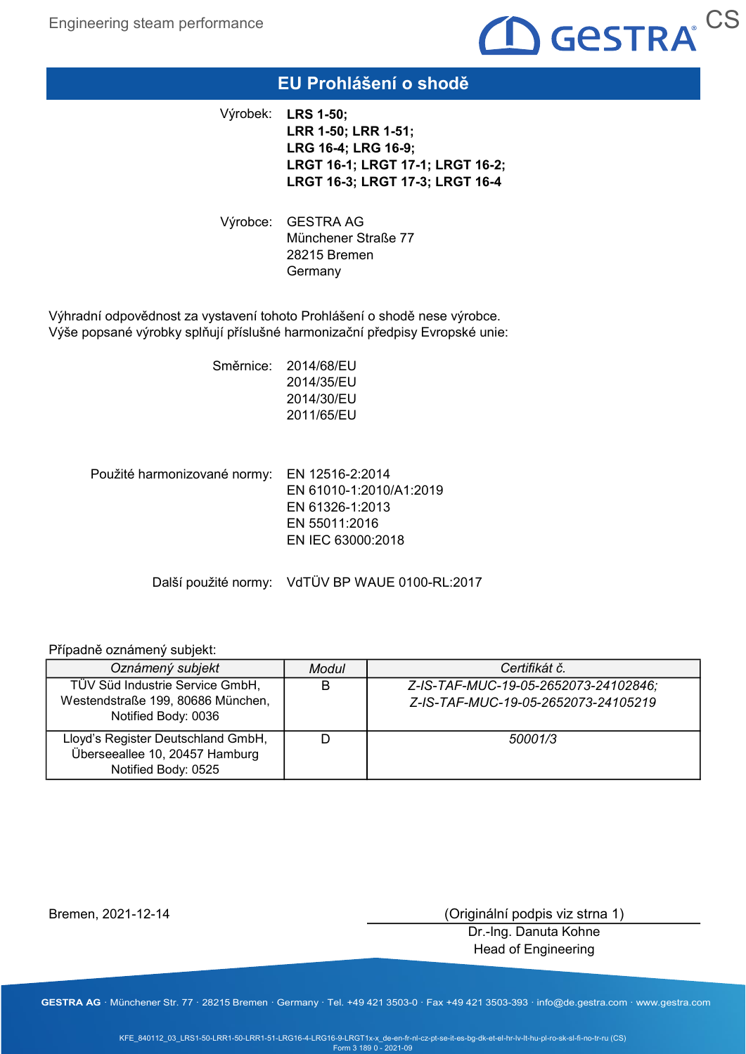# EU Prohlášení o shodě

Výrobek: **LRS 1-50; LRR 1-50; LRR 1-51; LRG 16-4; LRG 16-9; LRGT 16-1; LRGT 17-1; LRGT 16-2; LRGT 16-3; LRGT 17-3; LRGT 16-4**

Výrobce: GESTRA AG
Münchener Straße 77
28215 Bremen
Germany

Výhradní odpovědnost za vystavení tohoto Prohlášení o shodě nese výrobce.
Výše popsané výrobky splňují příslušné harmonizační předpisy Evropské unie:

Směrnice:
2014/68/EU
2014/35/EU
2014/30/EU
2011/65/EU

Použité harmonizované normy:
EN 12516-2:2014
EN 61010-1:2010/A1:2019
EN 61326-1:2013
EN 55011:2016
EN IEC 63000:2018

Další použité normy: VdTÜV BP WAUE 0100-RL:2017

Případně oznámený subjekt:

| *Oznámený subjekt* | *Modul* | *Certifikát č.* |
|---|---|---|
| TÜV Süd Industrie Service GmbH, Westendstraße 199, 80686 München, Notified Body: 0036 | B | *Z-IS-TAF-MUC-19-05-2652073-24102846; Z-IS-TAF-MUC-19-05-2652073-24105219* |
| Lloyd's Register Deutschland GmbH, Überseeallee 10, 20457 Hamburg Notified Body: 0525 | D | *50001/3* |

Bremen, 2021-12-14

(Originální podpis viz strna 1)
Dr.-Ing. Danuta Kohne
Head of Engineering

**GESTRA AG** · Münchener Str. 77 · 28215 Bremen · Germany · Tel. +49 421 3503-0 · Fax +49 421 3503-393 · info@de.gestra.com · www.gestra.com

KFE_840112_03_LRS1-50-LRR1-50-LRR1-51-LRG16-4-LRG16-9-LRGT1x-x_de-en-fr-nl-cz-pt-se-it-es-bg-dk-et-el-hr-lv-lt-hu-pl-ro-sk-sl-fi-no-tr-ru (CS)
Form 3 189 0 - 2021-09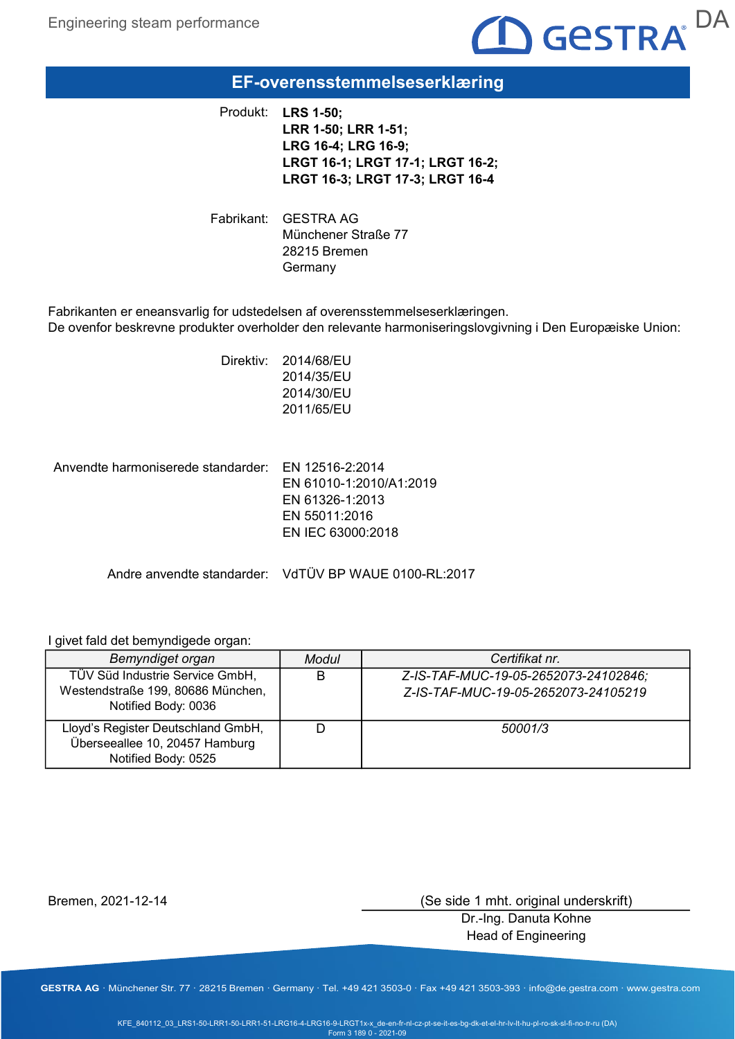# EF-overensstemmelseserklæring

Produkt: **LRS 1-50; LRR 1-50; LRR 1-51; LRG 16-4; LRG 16-9; LRGT 16-1; LRGT 17-1; LRGT 16-2; LRGT 16-3; LRGT 17-3; LRGT 16-4**

Fabrikant: GESTRA AG
Münchener Straße 77
28215 Bremen
Germany

Fabrikanten er eneansvarlig for udstedelsen af overensstemmelseserklæringen.
De ovenfor beskrevne produkter overholder den relevante harmoniseringslovgivning i Den Europæiske Union:

Direktiv:
2014/68/EU
2014/35/EU
2014/30/EU
2011/65/EU

Anvendte harmoniserede standarder:
EN 12516-2:2014
EN 61010-1:2010/A1:2019
EN 61326-1:2013
EN 55011:2016
EN IEC 63000:2018

Andre anvendte standarder: VdTÜV BP WAUE 0100-RL:2017

I givet fald det bemyndigede organ:

| *Bemyndiget organ* | *Modul* | *Certifikat nr.* |
|---|---|---|
| TÜV Süd Industrie Service GmbH, Westendstraße 199, 80686 München, Notified Body: 0036 | B | *Z-IS-TAF-MUC-19-05-2652073-24102846; Z-IS-TAF-MUC-19-05-2652073-24105219* |
| Lloyd's Register Deutschland GmbH, Überseeallee 10, 20457 Hamburg Notified Body: 0525 | D | *50001/3* |

Bremen, 2021-12-14

(Se side 1 mht. original underskrift)
Dr.-Ing. Danuta Kohne
Head of Engineering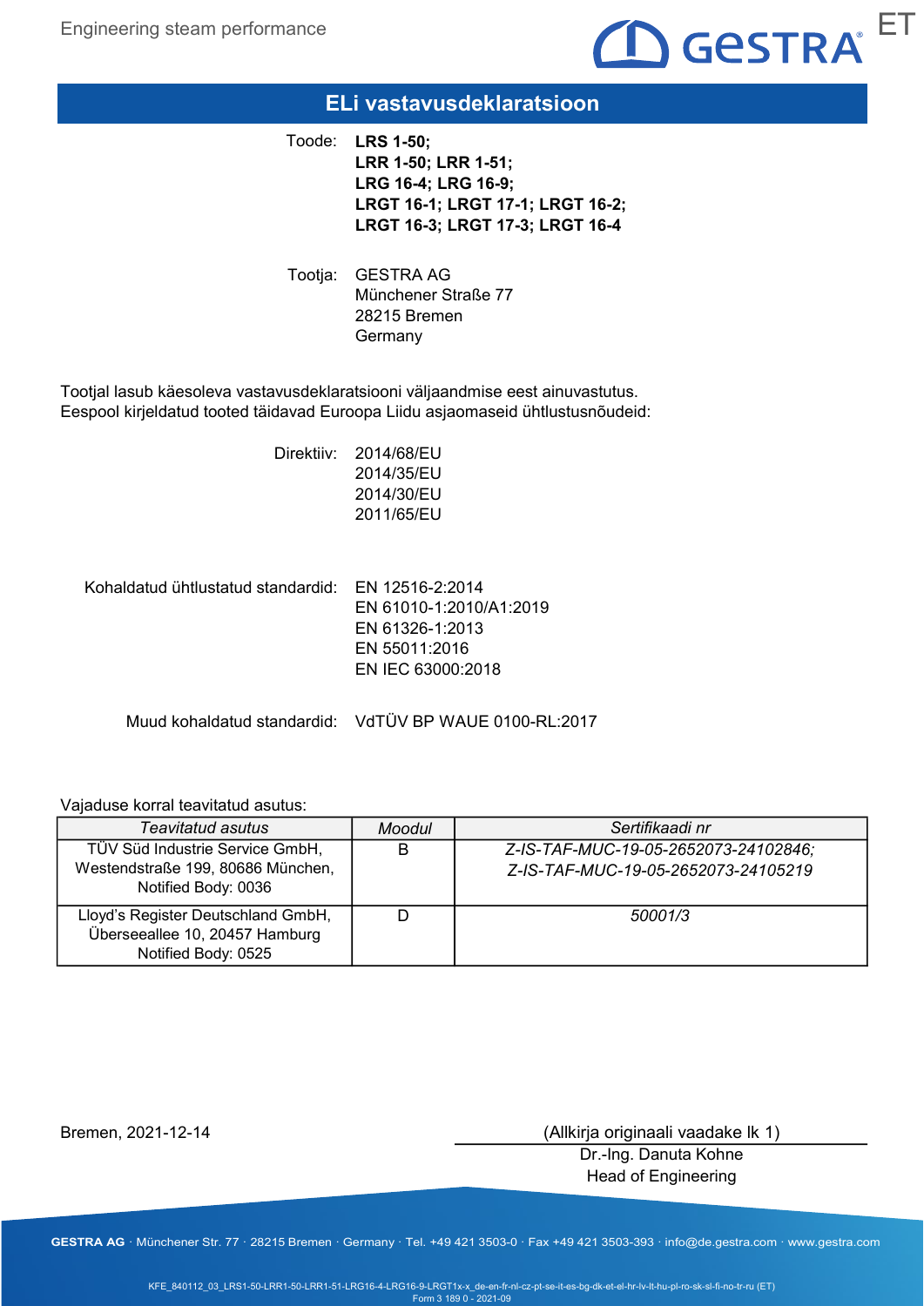# ELi vastavusdeklaratsioon

Toode: **LRS 1-50;**
**LRR 1-50; LRR 1-51;**
**LRG 16-4; LRG 16-9;**
**LRGT 16-1; LRGT 17-1; LRGT 16-2;**
**LRGT 16-3; LRGT 17-3; LRGT 16-4**

Tootja: GESTRA AG
Münchener Straße 77
28215 Bremen
Germany

Tootjal lasub käesoleva vastavusdeklaratsiooni väljaandmise eest ainuvastutus.
Eespool kirjeldatud tooted täidavad Euroopa Liidu asjaomaseid ühtlustusnõudeid:

Direktiiv: 2014/68/EU
2014/35/EU
2014/30/EU
2011/65/EU

Kohaldatud ühtlustatud standardid: EN 12516-2:2014
EN 61010-1:2010/A1:2019
EN 61326-1:2013
EN 55011:2016
EN IEC 63000:2018

Muud kohaldatud standardid: VdTÜV BP WAUE 0100-RL:2017

Vajaduse korral teavitatud asutus:

| *Teavitatud asutus* | *Moodul* | *Sertifikaadi nr* |
|---|---|---|
| TÜV Süd Industrie Service GmbH, Westendstraße 199, 80686 München, Notified Body: 0036 | B | *Z-IS-TAF-MUC-19-05-2652073-24102846; Z-IS-TAF-MUC-19-05-2652073-24105219* |
| Lloyd's Register Deutschland GmbH, Überseeallee 10, 20457 Hamburg Notified Body: 0525 | D | *50001/3* |

Bremen, 2021-12-14

(Allkirja originaali vaadake lk 1)
Dr.-Ing. Danuta Kohne
Head of Engineering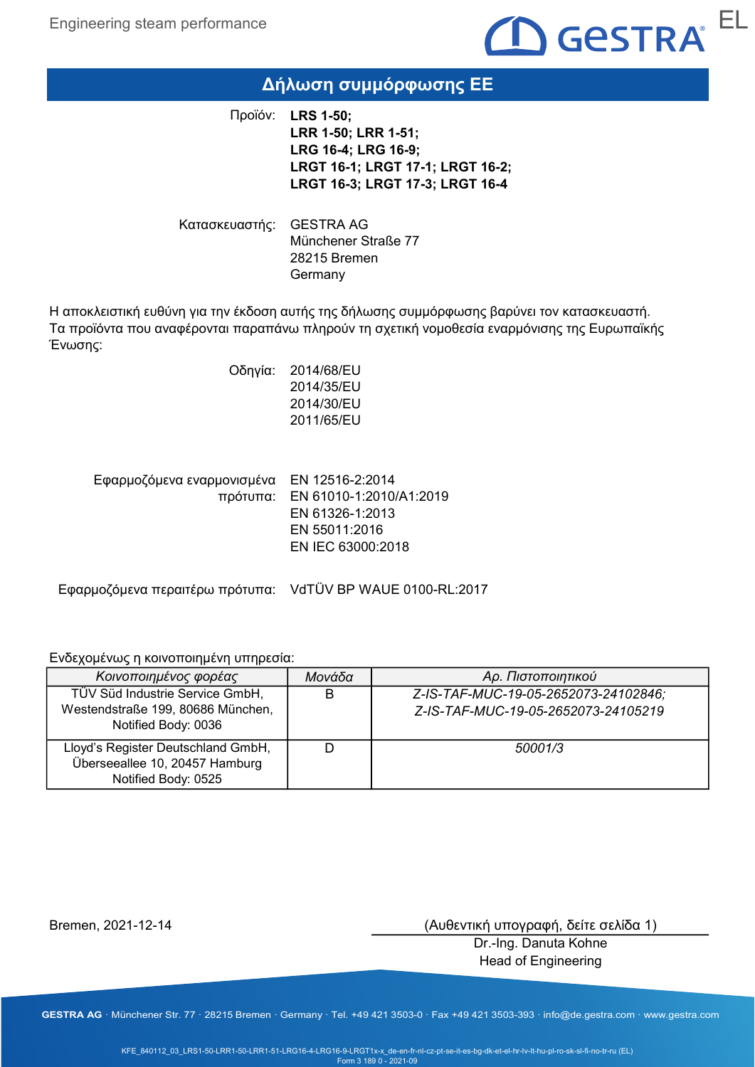# Δήλωση συμμόρφωσης ΕΕ

Προϊόν: **LRS 1-50;**
**LRR 1-50; LRR 1-51;**
**LRG 16-4; LRG 16-9;**
**LRGT 16-1; LRGT 17-1; LRGT 16-2;**
**LRGT 16-3; LRGT 17-3; LRGT 16-4**

Κατασκευαστής: GESTRA AG
Münchener Straße 77
28215 Bremen
Germany

Η αποκλειστική ευθύνη για την έκδοση αυτής της δήλωσης συμμόρφωσης βαρύνει τον κατασκευαστή.
Τα προϊόντα που αναφέρονται παραπάνω πληρούν τη σχετική νομοθεσία εναρμόνισης της Ευρωπαϊκής Ένωσης:

Οδηγία: 2014/68/EU
2014/35/EU
2014/30/EU
2011/65/EU

Εφαρμοζόμενα εναρμονισμένα πρότυπα: EN 12516-2:2014
EN 61010-1:2010/A1:2019
EN 61326-1:2013
EN 55011:2016
EN IEC 63000:2018

Εφαρμοζόμενα περαιτέρω πρότυπα: VdTÜV BP WAUE 0100-RL:2017

Ενδεχομένως η κοινοποιημένη υπηρεσία:

| *Κοινοποιημένος φορέας* | *Μονάδα* | *Αρ. Πιστοποιητικού* |
|---|---|---|
| TÜV Süd Industrie Service GmbH, Westendstraße 199, 80686 München, Notified Body: 0036 | B | *Z-IS-TAF-MUC-19-05-2652073-24102846; Z-IS-TAF-MUC-19-05-2652073-24105219* |
| Lloyd's Register Deutschland GmbH, Überseeallee 10, 20457 Hamburg Notified Body: 0525 | D | *50001/3* |

Bremen, 2021-12-14

(Αυθεντική υπογραφή, δείτε σελίδα 1)
Dr.-Ing. Danuta Kohne
Head of Engineering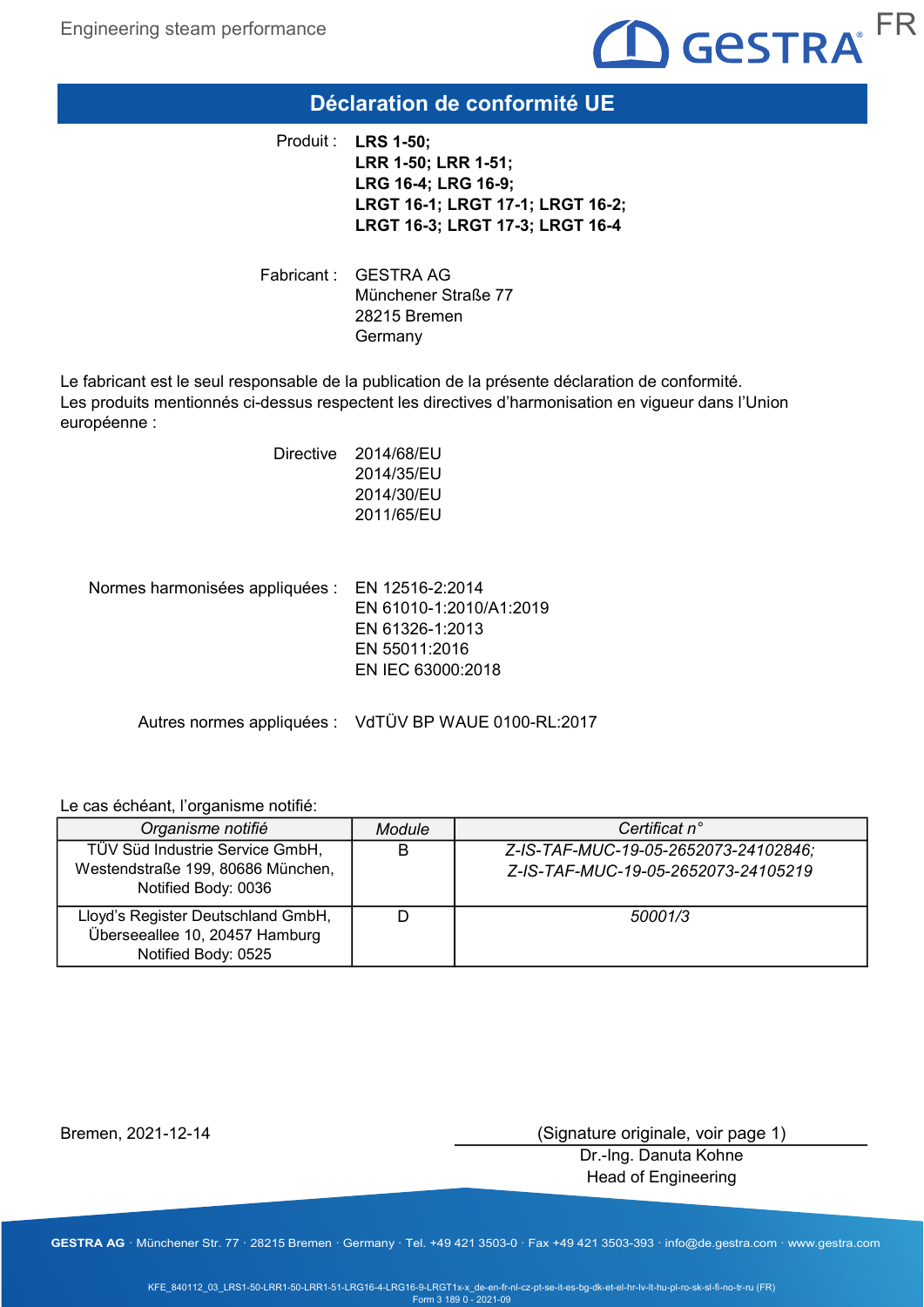# Déclaration de conformité UE

Produit : **LRS 1-50;**
**LRR 1-50; LRR 1-51;**
**LRG 16-4; LRG 16-9;**
**LRGT 16-1; LRGT 17-1; LRGT 16-2;**
**LRGT 16-3; LRGT 17-3; LRGT 16-4**

Fabricant : GESTRA AG
Münchener Straße 77
28215 Bremen
Germany

Le fabricant est le seul responsable de la publication de la présente déclaration de conformité.
Les produits mentionnés ci-dessus respectent les directives d'harmonisation en vigueur dans l'Union européenne :

Directive 2014/68/EU
2014/35/EU
2014/30/EU
2011/65/EU

Normes harmonisées appliquées : EN 12516-2:2014
EN 61010-1:2010/A1:2019
EN 61326-1:2013
EN 55011:2016
EN IEC 63000:2018

Autres normes appliquées : VdTÜV BP WAUE 0100-RL:2017

Le cas échéant, l'organisme notifié:

| *Organisme notifié* | *Module* | *Certificat n°* |
|---|---|---|
| TÜV Süd Industrie Service GmbH, Westendstraße 199, 80686 München, Notified Body: 0036 | B | *Z-IS-TAF-MUC-19-05-2652073-24102846; Z-IS-TAF-MUC-19-05-2652073-24105219* |
| Lloyd's Register Deutschland GmbH, Überseeallee 10, 20457 Hamburg Notified Body: 0525 | D | *50001/3* |

Bremen, 2021-12-14

(Signature originale, voir page 1)
Dr.-Ing. Danuta Kohne
Head of Engineering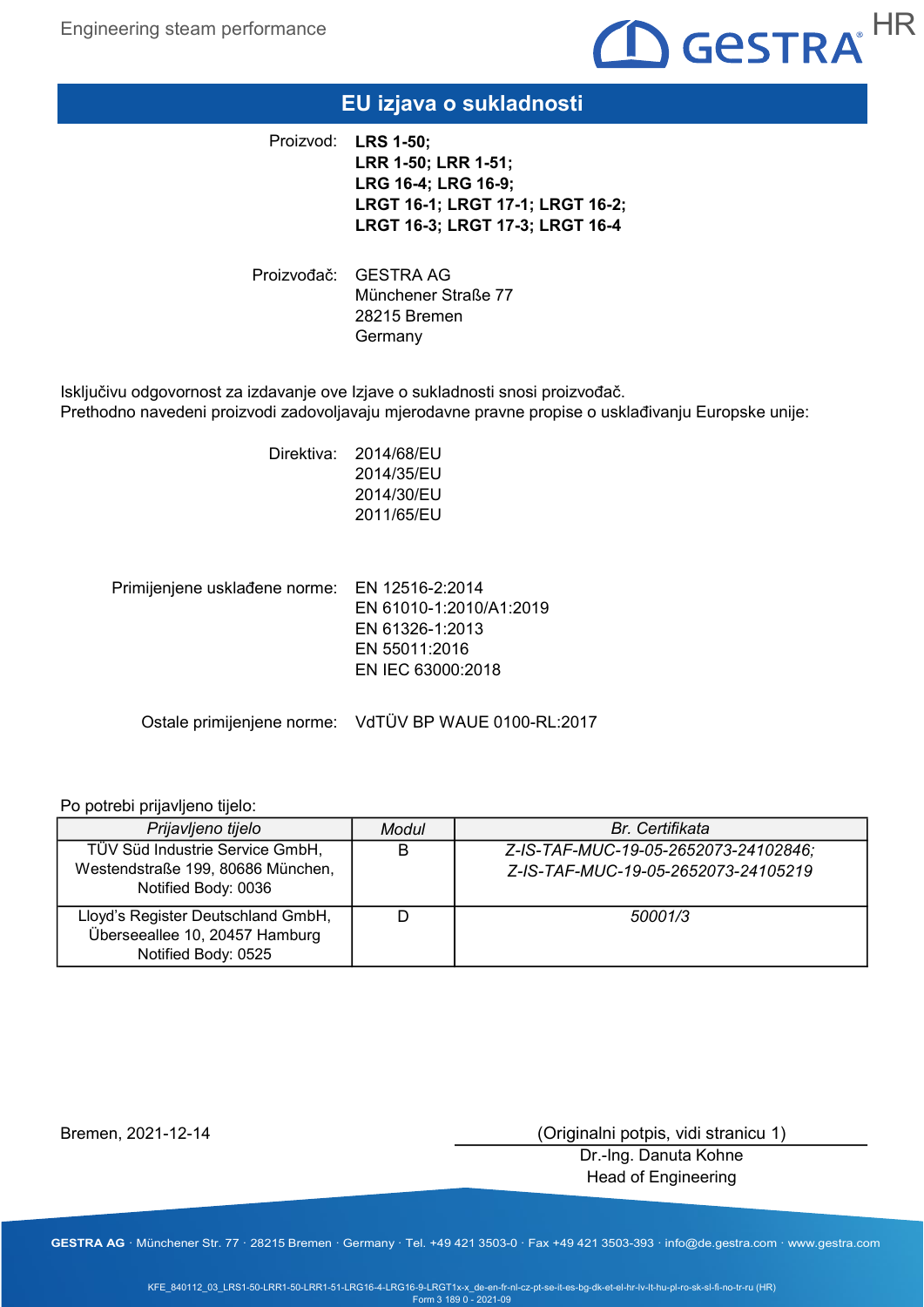# EU izjava o sukladnosti

Proizvod: **LRS 1-50;**
**LRR 1-50; LRR 1-51;**
**LRG 16-4; LRG 16-9;**
**LRGT 16-1; LRGT 17-1; LRGT 16-2;**
**LRGT 16-3; LRGT 17-3; LRGT 16-4**

Proizvođač: GESTRA AG
Münchener Straße 77
28215 Bremen
Germany

Isključivu odgovornost za izdavanje ove Izjave o sukladnosti snosi proizvođač.
Prethodno navedeni proizvodi zadovoljavaju mjerodavne pravne propise o usklađivanju Europske unije:

Direktiva: 2014/68/EU
2014/35/EU
2014/30/EU
2011/65/EU

Primijenjene usklađene norme: EN 12516-2:2014
EN 61010-1:2010/A1:2019
EN 61326-1:2013
EN 55011:2016
EN IEC 63000:2018

Ostale primijenjene norme: VdTÜV BP WAUE 0100-RL:2017

Po potrebi prijavljeno tijelo:

| *Prijavljeno tijelo* | *Modul* | *Br. Certifikata* |
|---|---|---|
| TÜV Süd Industrie Service GmbH, Westendstraße 199, 80686 München, Notified Body: 0036 | B | *Z-IS-TAF-MUC-19-05-2652073-24102846; Z-IS-TAF-MUC-19-05-2652073-24105219* |
| Lloyd's Register Deutschland GmbH, Überseeallee 10, 20457 Hamburg Notified Body: 0525 | D | *50001/3* |

Bremen, 2021-12-14

(Originalni potpis, vidi stranicu 1)
Dr.-Ing. Danuta Kohne
Head of Engineering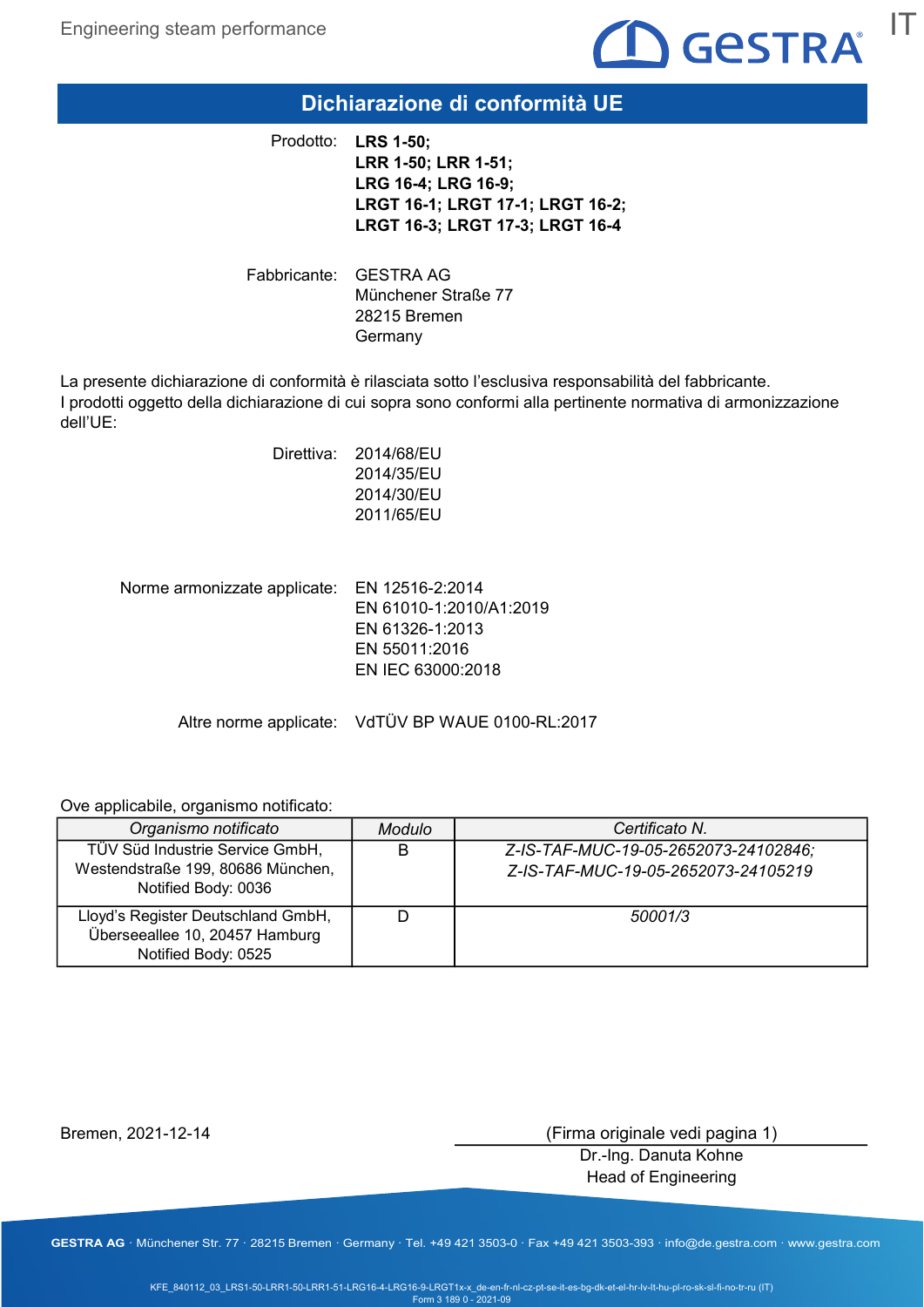# Dichiarazione di conformità UE

Prodotto: **LRS 1-50;**
**LRR 1-50; LRR 1-51;**
**LRG 16-4; LRG 16-9;**
**LRGT 16-1; LRGT 17-1; LRGT 16-2;**
**LRGT 16-3; LRGT 17-3; LRGT 16-4**

Fabbricante: GESTRA AG
Münchener Straße 77
28215 Bremen
Germany

La presente dichiarazione di conformità è rilasciata sotto l'esclusiva responsabilità del fabbricante.
I prodotti oggetto della dichiarazione di cui sopra sono conformi alla pertinente normativa di armonizzazione dell'UE:

Direttiva: 2014/68/EU
2014/35/EU
2014/30/EU
2011/65/EU

Norme armonizzate applicate: EN 12516-2:2014
EN 61010-1:2010/A1:2019
EN 61326-1:2013
EN 55011:2016
EN IEC 63000:2018

Altre norme applicate: VdTÜV BP WAUE 0100-RL:2017

Ove applicabile, organismo notificato:

| *Organismo notificato* | *Modulo* | *Certificato N.* |
|---|---|---|
| TÜV Süd Industrie Service GmbH, Westendstraße 199, 80686 München, Notified Body: 0036 | B | *Z-IS-TAF-MUC-19-05-2652073-24102846; Z-IS-TAF-MUC-19-05-2652073-24105219* |
| Lloyd's Register Deutschland GmbH, Überseeallee 10, 20457 Hamburg Notified Body: 0525 | D | *50001/3* |

Bremen, 2021-12-14

(Firma originale vedi pagina 1)
Dr.-Ing. Danuta Kohne
Head of Engineering

GESTRA AG · Münchener Str. 77 · 28215 Bremen · Germany · Tel. +49 421 3503-0 · Fax +49 421 3503-393 · info@de.gestra.com · www.gestra.com

KFE_840112_03_LRS1-50-LRR1-50-LRR1-51-LRG16-4-LRG16-9-LRGT1x-x_de-en-fr-nl-cz-pt-se-it-es-bg-dk-et-el-hr-lv-lt-hu-pl-ro-sk-sl-fi-no-tr-ru (IT)
Form 3 189 0 - 2021-09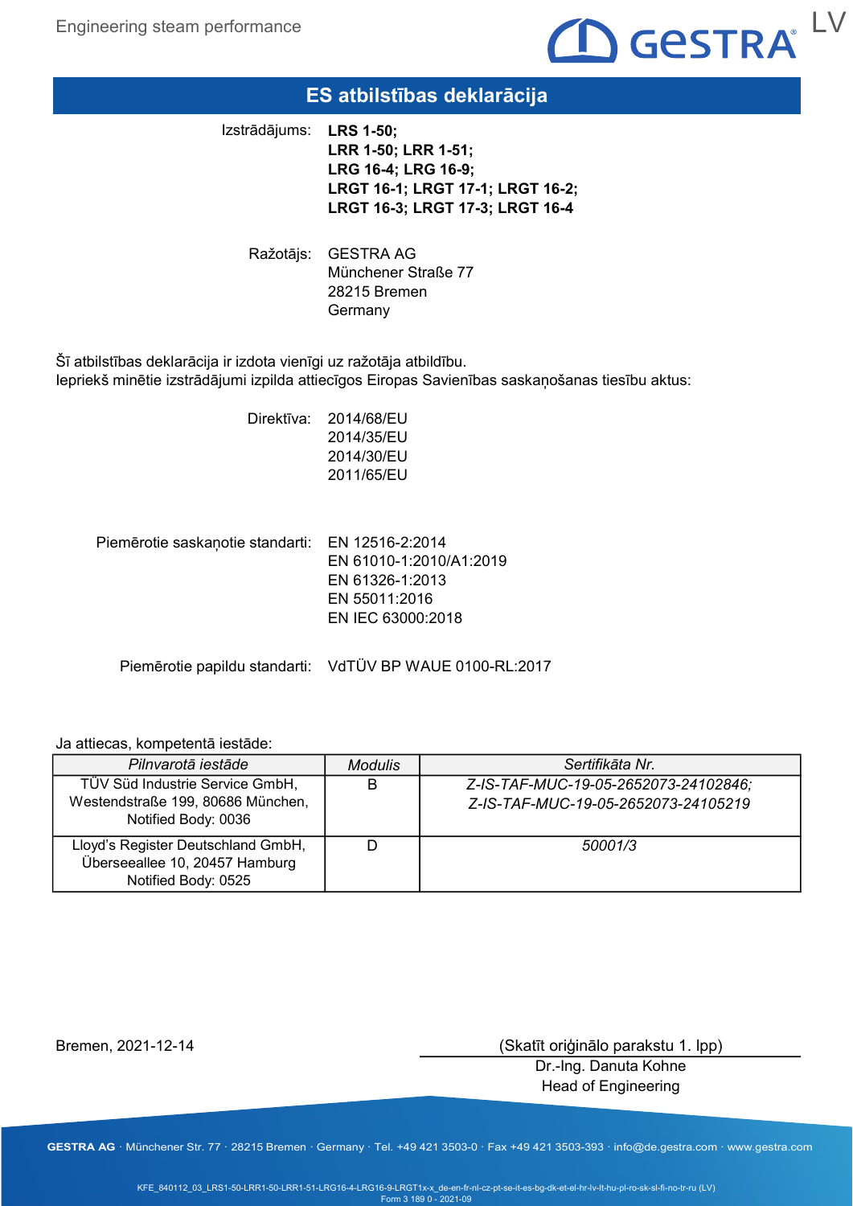# ES atbilstības deklarācija

Izstrādājums: **LRS 1-50; LRR 1-50; LRR 1-51; LRG 16-4; LRG 16-9; LRGT 16-1; LRGT 17-1; LRGT 16-2; LRGT 16-3; LRGT 17-3; LRGT 16-4**

Ražotājs: GESTRA AG
Münchener Straße 77
28215 Bremen
Germany

Šī atbilstības deklarācija ir izdota vienīgi uz ražotāja atbildību.
Iepriekš minētie izstrādājumi izpilda attiecīgos Eiropas Savienības saskaņošanas tiesību aktus:

Direktīva:
2014/68/EU
2014/35/EU
2014/30/EU
2011/65/EU

Piemērotie saskaņotie standarti:
EN 12516-2:2014
EN 61010-1:2010/A1:2019
EN 61326-1:2013
EN 55011:2016
EN IEC 63000:2018

Piemērotie papildu standarti: VdTÜV BP WAUE 0100-RL:2017

Ja attiecas, kompetentā iestāde:

| *Pilnvarotā iestāde* | *Modulis* | *Sertifikāta Nr.* |
|---|---|---|
| TÜV Süd Industrie Service GmbH, Westendstraße 199, 80686 München, Notified Body: 0036 | B | *Z-IS-TAF-MUC-19-05-2652073-24102846; Z-IS-TAF-MUC-19-05-2652073-24105219* |
| Lloyd's Register Deutschland GmbH, Überseeallee 10, 20457 Hamburg Notified Body: 0525 | D | *50001/3* |

Bremen, 2021-12-14

(Skatīt oriģinālo parakstu 1. lpp)
Dr.-Ing. Danuta Kohne
Head of Engineering

GESTRA AG · Münchener Str. 77 · 28215 Bremen · Germany · Tel. +49 421 3503-0 · Fax +49 421 3503-393 · info@de.gestra.com · www.gestra.com

KFE_840112_03_LRS1-50-LRR1-50-LRR1-51-LRG16-4-LRG16-9-LRGT1x-x_de-en-fr-nl-cz-pt-se-it-es-bg-dk-et-el-hr-lv-lt-hu-pl-ro-sk-sl-fi-no-tr-ru (LV)
Form 3 189 0 - 2021-09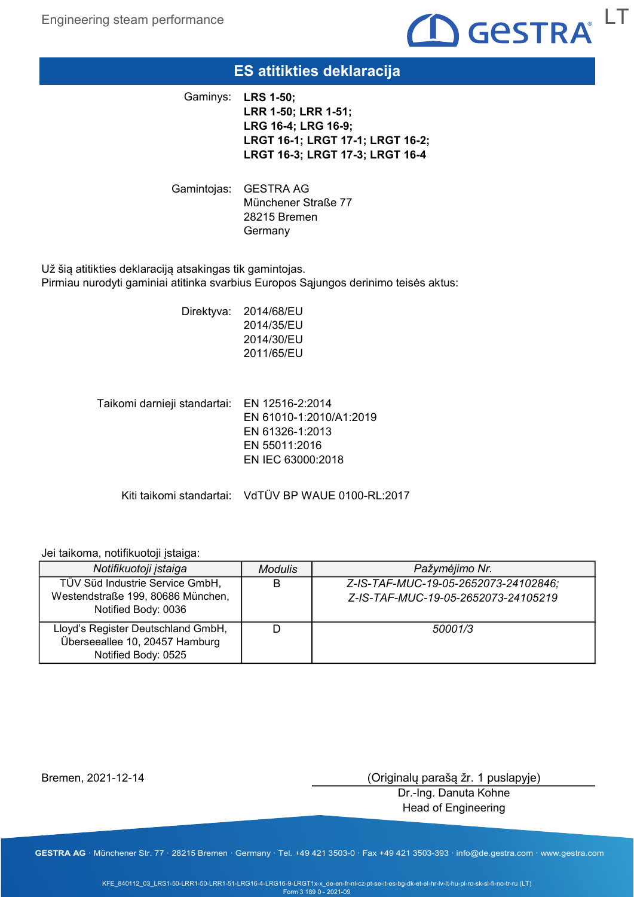# ES atitikties deklaracija

Gaminys: **LRS 1-50; LRR 1-50; LRR 1-51; LRG 16-4; LRG 16-9; LRGT 16-1; LRGT 17-1; LRGT 16-2; LRGT 16-3; LRGT 17-3; LRGT 16-4**

Gamintojas: GESTRA AG
Münchener Straße 77
28215 Bremen
Germany

Už šią atitikties deklaraciją atsakingas tik gamintojas.
Pirmiau nurodyti gaminiai atitinka svarbius Europos Sąjungos derinimo teisės aktus:

Direktyva:
2014/68/EU
2014/35/EU
2014/30/EU
2011/65/EU

Taikomi darnieji standartai:
EN 12516-2:2014
EN 61010-1:2010/A1:2019
EN 61326-1:2013
EN 55011:2016
EN IEC 63000:2018

Kiti taikomi standartai: VdTÜV BP WAUE 0100-RL:2017

Jei taikoma, notifikuotoji įstaiga:

| *Notifikuotoji įstaiga* | *Modulis* | *Pažymėjimo Nr.* |
|---|---|---|
| TÜV Süd Industrie Service GmbH, Westendstraße 199, 80686 München, Notified Body: 0036 | B | *Z-IS-TAF-MUC-19-05-2652073-24102846; Z-IS-TAF-MUC-19-05-2652073-24105219* |
| Lloyd's Register Deutschland GmbH, Überseeallee 10, 20457 Hamburg Notified Body: 0525 | D | *50001/3* |

Bremen, 2021-12-14

(Originalų parašą žr. 1 puslapyje)
Dr.-Ing. Danuta Kohne
Head of Engineering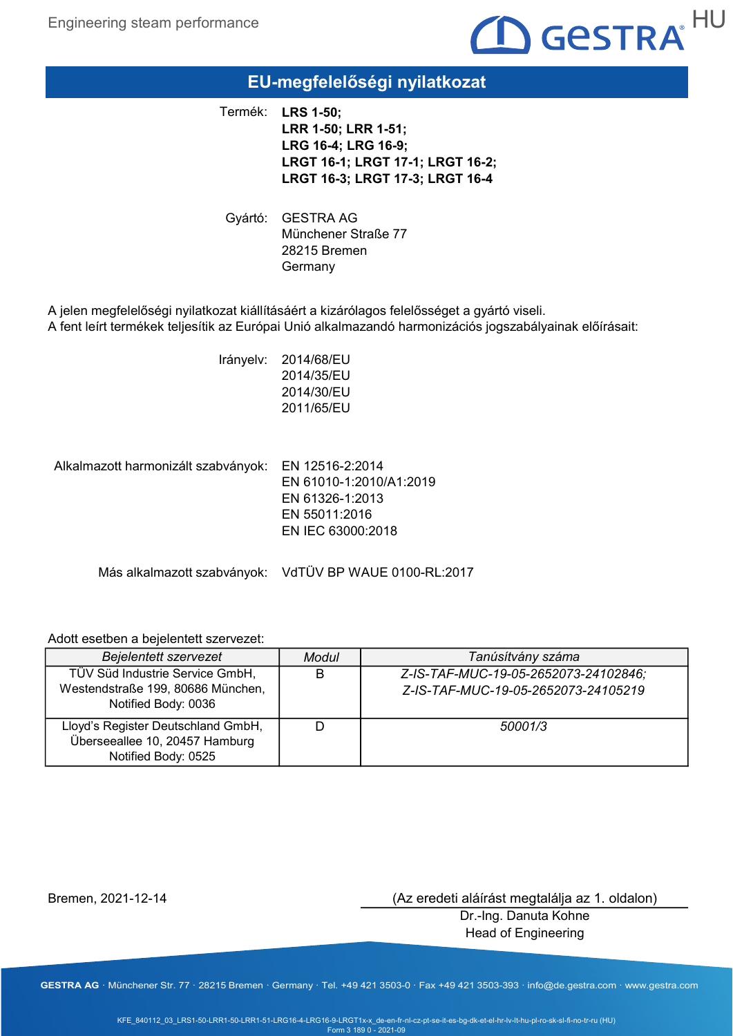# EU-megfelelőségi nyilatkozat

Termék: **LRS 1-50;**
**LRR 1-50; LRR 1-51;**
**LRG 16-4; LRG 16-9;**
**LRGT 16-1; LRGT 17-1; LRGT 16-2;**
**LRGT 16-3; LRGT 17-3; LRGT 16-4**

Gyártó: GESTRA AG
Münchener Straße 77
28215 Bremen
Germany

A jelen megfelelőségi nyilatkozat kiállításáért a kizárólagos felelősséget a gyártó viseli.
A fent leírt termékek teljesítik az Európai Unió alkalmazandó harmonizációs jogszabályainak előírásait:

Irányelv: 2014/68/EU
2014/35/EU
2014/30/EU
2011/65/EU

Alkalmazott harmonizált szabványok: EN 12516-2:2014
EN 61010-1:2010/A1:2019
EN 61326-1:2013
EN 55011:2016
EN IEC 63000:2018

Más alkalmazott szabványok: VdTÜV BP WAUE 0100-RL:2017

Adott esetben a bejelentett szervezet:

| *Bejelentett szervezet* | *Modul* | *Tanúsítvány száma* |
|---|---|---|
| TÜV Süd Industrie Service GmbH, Westendstraße 199, 80686 München, Notified Body: 0036 | B | *Z-IS-TAF-MUC-19-05-2652073-24102846; Z-IS-TAF-MUC-19-05-2652073-24105219* |
| Lloyd's Register Deutschland GmbH, Überseeallee 10, 20457 Hamburg Notified Body: 0525 | D | *50001/3* |

Bremen, 2021-12-14

(Az eredeti aláírást megtalálja az 1. oldalon)
Dr.-Ing. Danuta Kohne
Head of Engineering

**GESTRA AG** · Münchener Str. 77 · 28215 Bremen · Germany · Tel. +49 421 3503-0 · Fax +49 421 3503-393 · info@de.gestra.com · www.gestra.com

KFE_840112_03_LRS1-50-LRR1-50-LRR1-51-LRG16-4-LRG16-9-LRGT1x-x_de-en-fr-nl-cz-pt-se-it-es-bg-dk-et-el-hr-lv-lt-hu-pl-ro-sk-sl-fi-no-tr-ru (HU)
Form 3 189 0 - 2021-09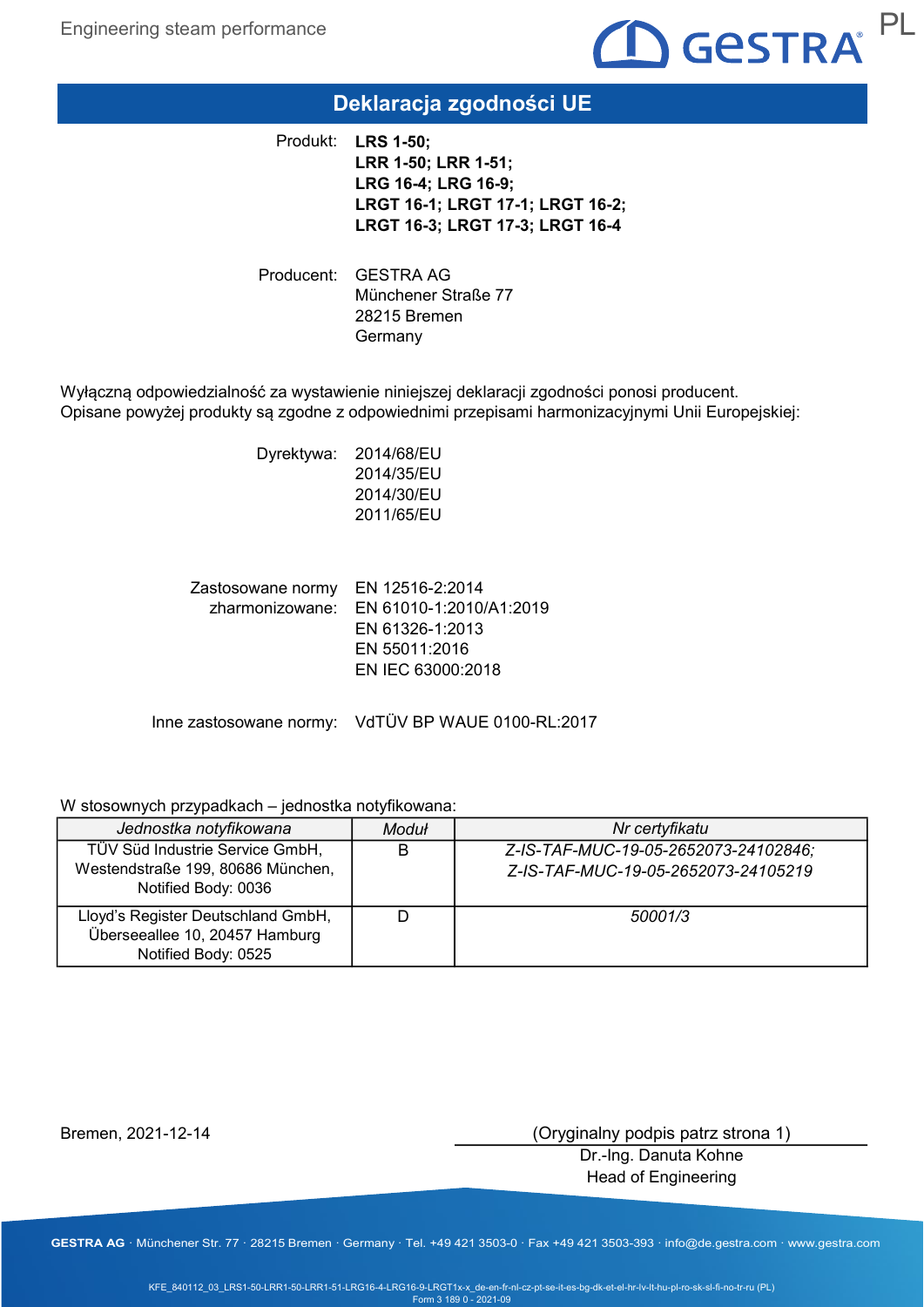# Deklaracja zgodności UE

Produkt: **LRS 1-50;**
**LRR 1-50; LRR 1-51;**
**LRG 16-4; LRG 16-9;**
**LRGT 16-1; LRGT 17-1; LRGT 16-2;**
**LRGT 16-3; LRGT 17-3; LRGT 16-4**

Producent: GESTRA AG
Münchener Straße 77
28215 Bremen
Germany

Wyłączną odpowiedzialność za wystawienie niniejszej deklaracji zgodności ponosi producent.
Opisane powyżej produkty są zgodne z odpowiednimi przepisami harmonizacyjnymi Unii Europejskiej:

Dyrektywa: 2014/68/EU
2014/35/EU
2014/30/EU
2011/65/EU

Zastosowane normy zharmonizowane: EN 12516-2:2014
EN 61010-1:2010/A1:2019
EN 61326-1:2013
EN 55011:2016
EN IEC 63000:2018

Inne zastosowane normy: VdTÜV BP WAUE 0100-RL:2017

W stosownych przypadkach – jednostka notyfikowana:

| *Jednostka notyfikowana* | *Moduł* | *Nr certyfikatu* |
|---|---|---|
| TÜV Süd Industrie Service GmbH, Westendstraße 199, 80686 München, Notified Body: 0036 | B | *Z-IS-TAF-MUC-19-05-2652073-24102846; Z-IS-TAF-MUC-19-05-2652073-24105219* |
| Lloyd's Register Deutschland GmbH, Überseeallee 10, 20457 Hamburg Notified Body: 0525 | D | *50001/3* |

Bremen, 2021-12-14

(Oryginalny podpis patrz strona 1)
Dr.-Ing. Danuta Kohne
Head of Engineering

GESTRA AG · Münchener Str. 77 · 28215 Bremen · Germany · Tel. +49 421 3503-0 · Fax +49 421 3503-393 · info@de.gestra.com · www.gestra.com

KFE_840112_03_LRS1-50-LRR1-50-LRR1-51-LRG16-4-LRG16-9-LRGT1x-x_de-en-fr-nl-cz-pt-se-it-es-bg-dk-et-el-hr-lv-lt-hu-pl-ro-sk-sl-fi-no-tr-ru (PL)
Form 3 189 0 - 2021-09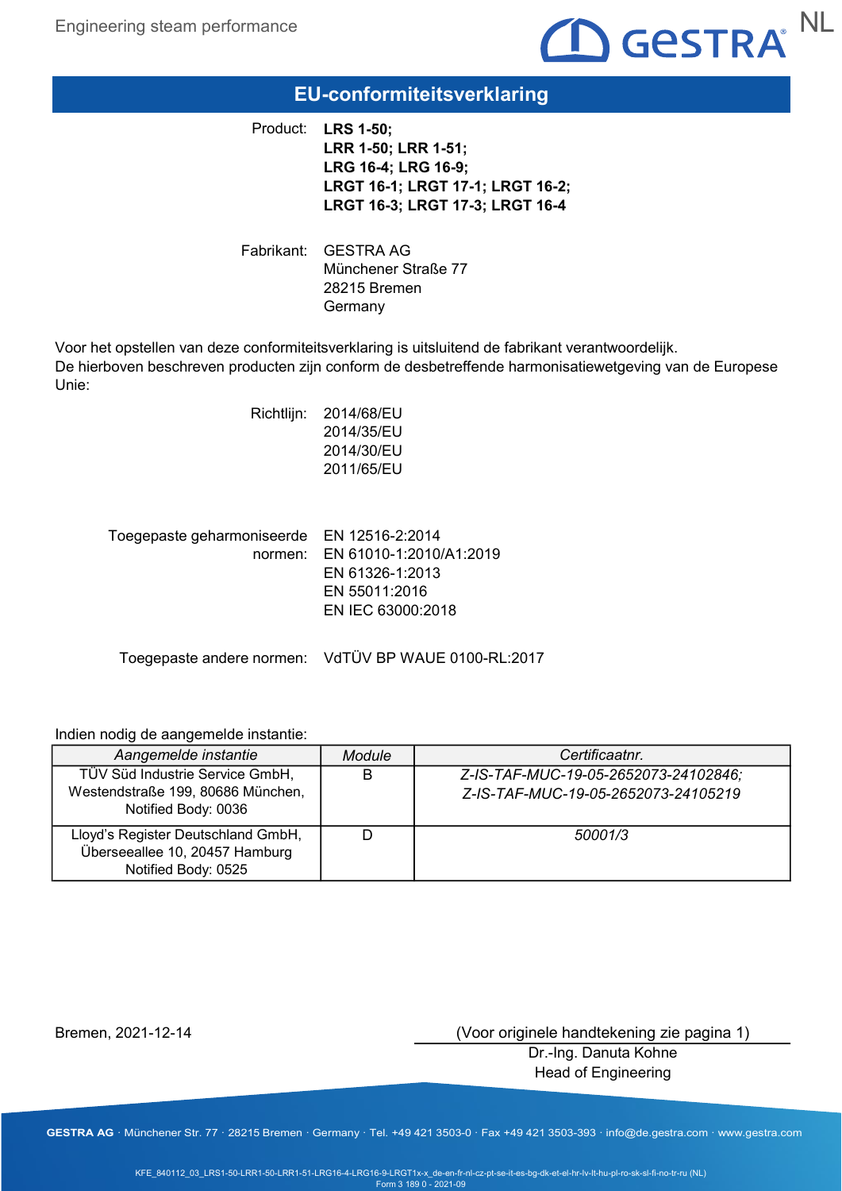# EU-conformiteitsverklaring

Product: **LRS 1-50; LRR 1-50; LRR 1-51; LRG 16-4; LRG 16-9; LRGT 16-1; LRGT 17-1; LRGT 16-2; LRGT 16-3; LRGT 17-3; LRGT 16-4**

Fabrikant: GESTRA AG
Münchener Straße 77
28215 Bremen
Germany

Voor het opstellen van deze conformiteitsverklaring is uitsluitend de fabrikant verantwoordelijk.
De hierboven beschreven producten zijn conform de desbetreffende harmonisatiewetgeving van de Europese Unie:

Richtlijn:
2014/68/EU
2014/35/EU
2014/30/EU
2011/65/EU

Toegepaste geharmoniseerde normen:
EN 12516-2:2014
EN 61010-1:2010/A1:2019
EN 61326-1:2013
EN 55011:2016
EN IEC 63000:2018

Toegepaste andere normen: VdTÜV BP WAUE 0100-RL:2017

Indien nodig de aangemelde instantie:

| *Aangemelde instantie* | *Module* | *Certificaatnr.* |
|---|---|---|
| TÜV Süd Industrie Service GmbH, Westendstraße 199, 80686 München, Notified Body: 0036 | B | *Z-IS-TAF-MUC-19-05-2652073-24102846; Z-IS-TAF-MUC-19-05-2652073-24105219* |
| Lloyd's Register Deutschland GmbH, Überseeallee 10, 20457 Hamburg Notified Body: 0525 | D | *50001/3* |

Bremen, 2021-12-14

(Voor originele handtekening zie pagina 1)
Dr.-Ing. Danuta Kohne
Head of Engineering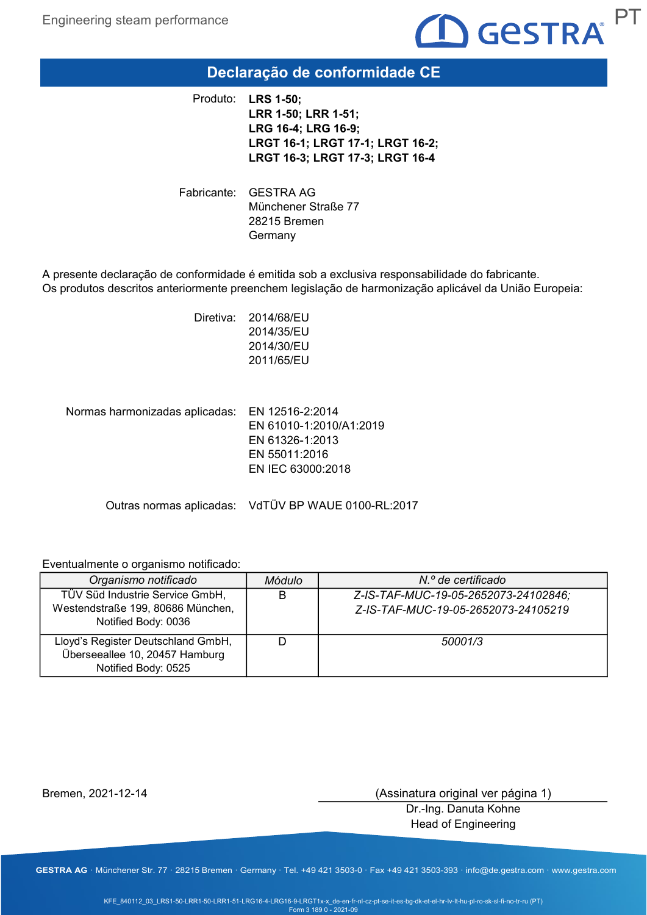# Declaração de conformidade CE

Produto: **LRS 1-50;**
**LRR 1-50; LRR 1-51;**
**LRG 16-4; LRG 16-9;**
**LRGT 16-1; LRGT 17-1; LRGT 16-2;**
**LRGT 16-3; LRGT 17-3; LRGT 16-4**

Fabricante: GESTRA AG
Münchener Straße 77
28215 Bremen
Germany

A presente declaração de conformidade é emitida sob a exclusiva responsabilidade do fabricante.
Os produtos descritos anteriormente preenchem legislação de harmonização aplicável da União Europeia:

Diretiva: 2014/68/EU
2014/35/EU
2014/30/EU
2011/65/EU

Normas harmonizadas aplicadas: EN 12516-2:2014
EN 61010-1:2010/A1:2019
EN 61326-1:2013
EN 55011:2016
EN IEC 63000:2018

Outras normas aplicadas: VdTÜV BP WAUE 0100-RL:2017

Eventualmente o organismo notificado:

| *Organismo notificado* | *Módulo* | *N.º de certificado* |
|---|---|---|
| TÜV Süd Industrie Service GmbH, Westendstraße 199, 80686 München, Notified Body: 0036 | B | *Z-IS-TAF-MUC-19-05-2652073-24102846; Z-IS-TAF-MUC-19-05-2652073-24105219* |
| Lloyd's Register Deutschland GmbH, Überseeallee 10, 20457 Hamburg Notified Body: 0525 | D | *50001/3* |

Bremen, 2021-12-14

(Assinatura original ver página 1)
Dr.-Ing. Danuta Kohne
Head of Engineering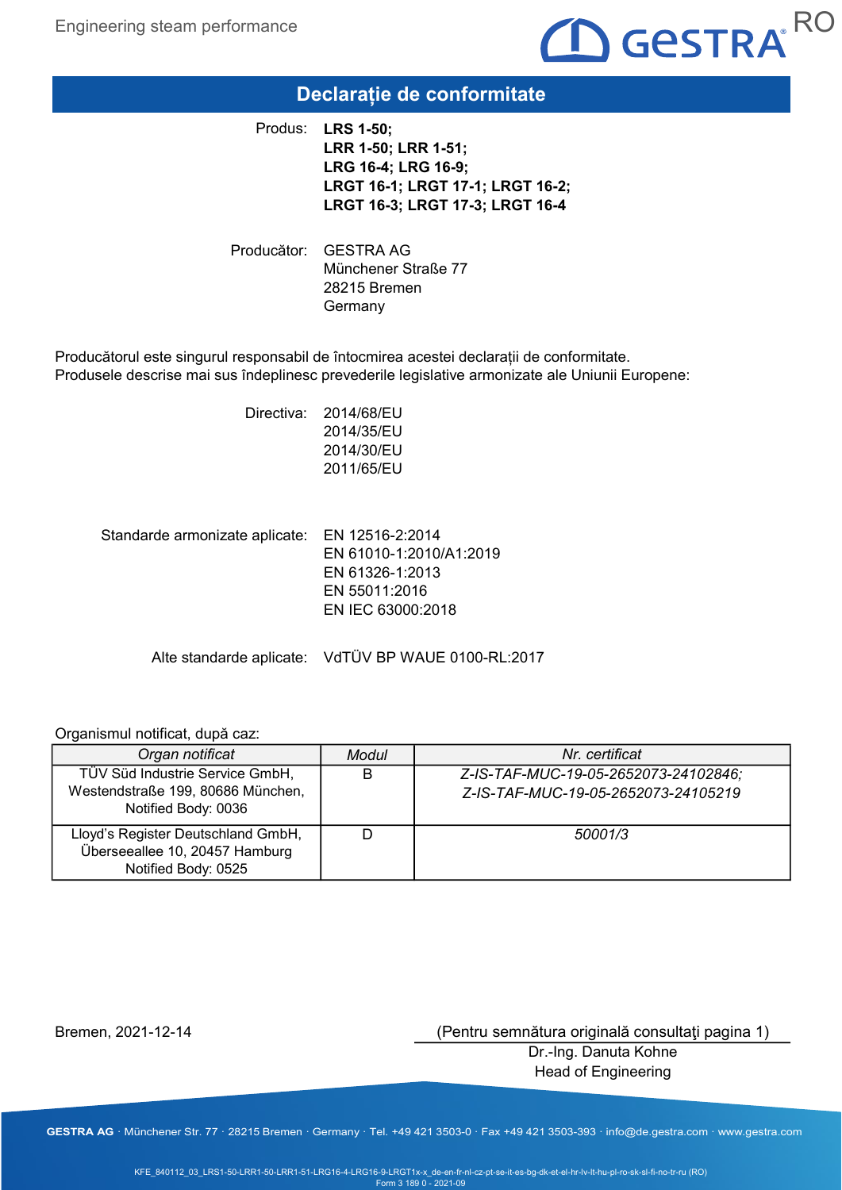# Declarație de conformitate

Produs: **LRS 1-50;**
**LRR 1-50; LRR 1-51;**
**LRG 16-4; LRG 16-9;**
**LRGT 16-1; LRGT 17-1; LRGT 16-2;**
**LRGT 16-3; LRGT 17-3; LRGT 16-4**

Producător: GESTRA AG
Münchener Straße 77
28215 Bremen
Germany

Producătorul este singurul responsabil de întocmirea acestei declarații de conformitate.
Produsele descrise mai sus îndeplinesc prevederile legislative armonizate ale Uniunii Europene:

Directiva: 2014/68/EU
2014/35/EU
2014/30/EU
2011/65/EU

Standarde armonizate aplicate: EN 12516-2:2014
EN 61010-1:2010/A1:2019
EN 61326-1:2013
EN 55011:2016
EN IEC 63000:2018

Alte standarde aplicate: VdTÜV BP WAUE 0100-RL:2017

Organismul notificat, după caz:

| *Organ notificat* | *Modul* | *Nr. certificat* |
|---|---|---|
| TÜV Süd Industrie Service GmbH, Westendstraße 199, 80686 München, Notified Body: 0036 | B | *Z-IS-TAF-MUC-19-05-2652073-24102846; Z-IS-TAF-MUC-19-05-2652073-24105219* |
| Lloyd's Register Deutschland GmbH, Überseeallee 10, 20457 Hamburg Notified Body: 0525 | D | *50001/3* |

Bremen, 2021-12-14

(Pentru semnătura originală consultaţi pagina 1)
Dr.-Ing. Danuta Kohne
Head of Engineering

GESTRA AG · Münchener Str. 77 · 28215 Bremen · Germany · Tel. +49 421 3503-0 · Fax +49 421 3503-393 · info@de.gestra.com · www.gestra.com

KFE_840112_03_LRS1-50-LRR1-50-LRR1-51-LRG16-4-LRG16-9-LRGT1x-x_de-en-fr-nl-cz-pt-se-it-es-bg-dk-et-el-hr-lv-lt-hu-pl-ro-sk-sl-fi-no-tr-ru (RO)
Form 3 189 0 - 2021-09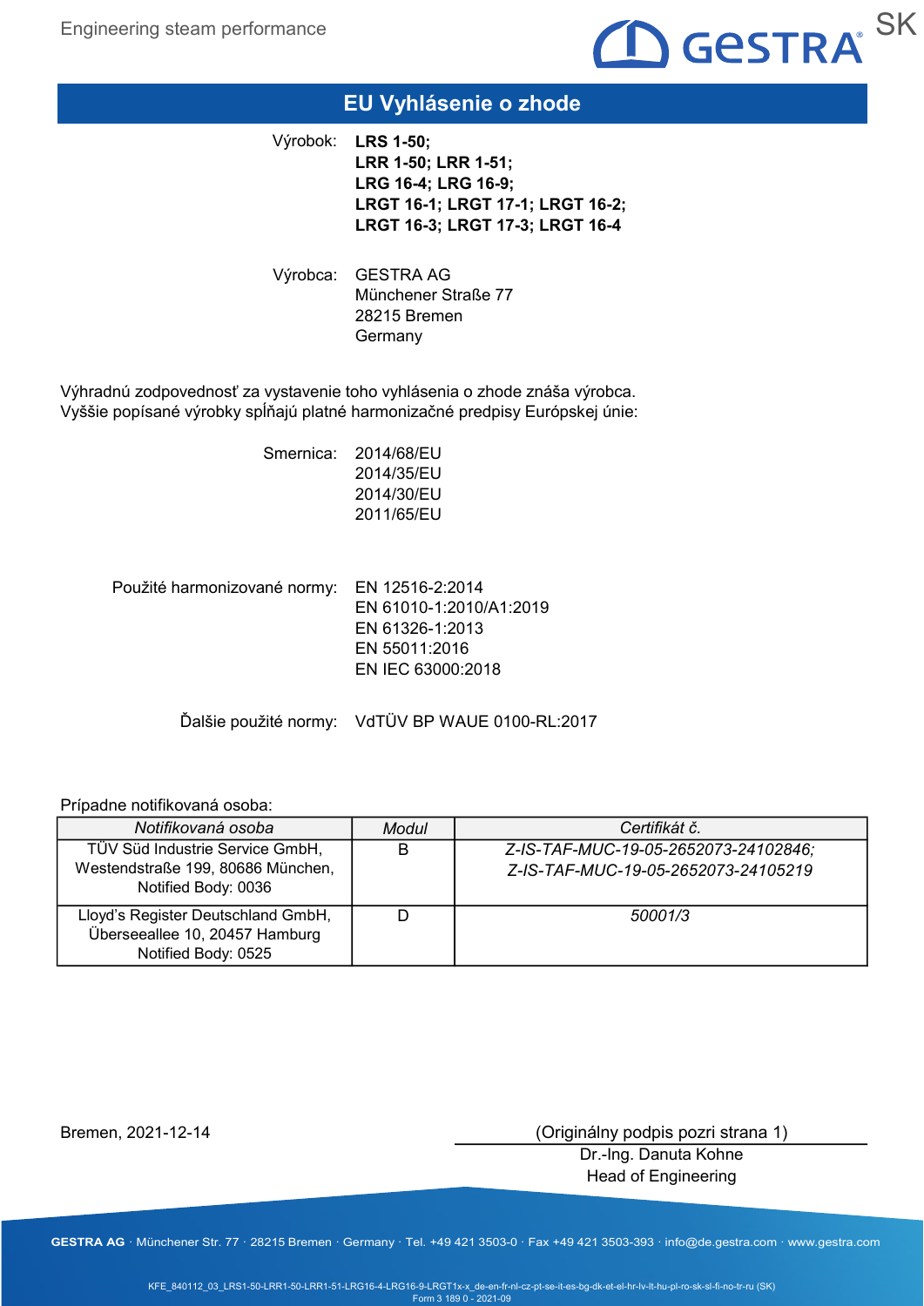# EU Vyhlásenie o zhode

Výrobok: **LRS 1-50;**
**LRR 1-50; LRR 1-51;**
**LRG 16-4; LRG 16-9;**
**LRGT 16-1; LRGT 17-1; LRGT 16-2;**
**LRGT 16-3; LRGT 17-3; LRGT 16-4**

Výrobca: GESTRA AG
Münchener Straße 77
28215 Bremen
Germany

Výhradnú zodpovednosť za vystavenie toho vyhlásenia o zhode znáša výrobca.
Vyššie popísané výrobky spĺňajú platné harmonizačné predpisy Európskej únie:

Smernica: 2014/68/EU
2014/35/EU
2014/30/EU
2011/65/EU

Použité harmonizované normy: EN 12516-2:2014
EN 61010-1:2010/A1:2019
EN 61326-1:2013
EN 55011:2016
EN IEC 63000:2018

Ďalšie použité normy: VdTÜV BP WAUE 0100-RL:2017

Prípadne notifikovaná osoba:

| *Notifikovaná osoba* | *Modul* | *Certifikát č.* |
|---|---|---|
| TÜV Süd Industrie Service GmbH, Westendstraße 199, 80686 München, Notified Body: 0036 | B | *Z-IS-TAF-MUC-19-05-2652073-24102846; Z-IS-TAF-MUC-19-05-2652073-24105219* |
| Lloyd's Register Deutschland GmbH, Überseeallee 10, 20457 Hamburg Notified Body: 0525 | D | *50001/3* |

Bremen, 2021-12-14

(Originálny podpis pozri strana 1)
Dr.-Ing. Danuta Kohne
Head of Engineering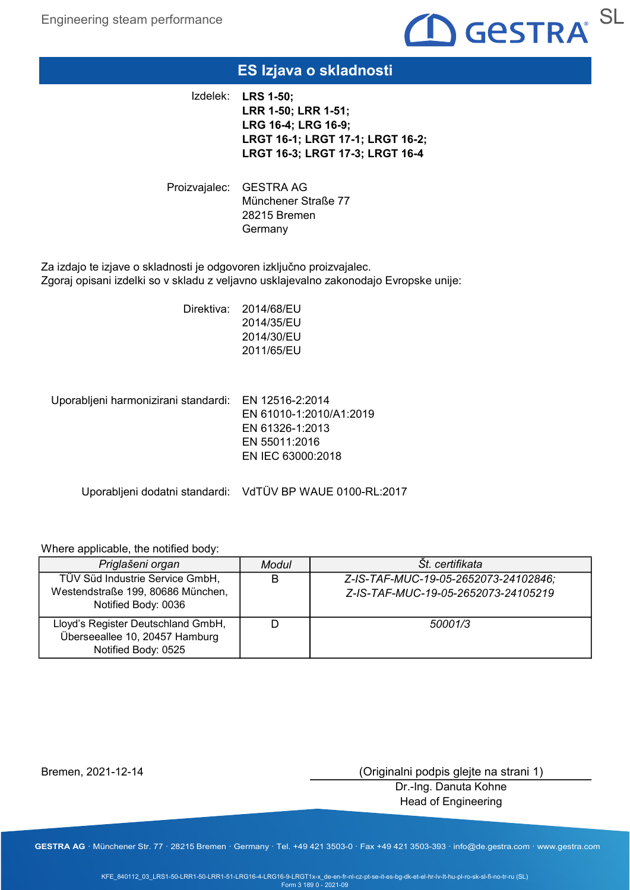# ES Izjava o skladnosti

| | |
|---|---|
| Izdelek: | **LRS 1-50;**<br>**LRR 1-50; LRR 1-51;**<br>**LRG 16-4; LRG 16-9;**<br>**LRGT 16-1; LRGT 17-1; LRGT 16-2;**<br>**LRGT 16-3; LRGT 17-3; LRGT 16-4** |
| Proizvajalec: | GESTRA AG<br>Münchener Straße 77<br>28215 Bremen<br>Germany |

Za izdajo te izjave o skladnosti je odgovoren izključno proizvajalec.
Zgoraj opisani izdelki so v skladu z veljavno usklajevalno zakonodajo Evropske unije:

| | |
|---|---|
| Direktiva: | 2014/68/EU<br>2014/35/EU<br>2014/30/EU<br>2011/65/EU |
| Uporabljeni harmonizirani standardi: | EN 12516-2:2014<br>EN 61010-1:2010/A1:2019<br>EN 61326-1:2013<br>EN 55011:2016<br>EN IEC 63000:2018 |
| Uporabljeni dodatni standardi: | VdTÜV BP WAUE 0100-RL:2017 |

Where applicable, the notified body:

| *Priglašeni organ* | *Modul* | *Št. certifikata* |
|---|---|---|
| TÜV Süd Industrie Service GmbH, Westendstraße 199, 80686 München, Notified Body: 0036 | B | *Z-IS-TAF-MUC-19-05-2652073-24102846; Z-IS-TAF-MUC-19-05-2652073-24105219* |
| Lloyd's Register Deutschland GmbH, Überseeallee 10, 20457 Hamburg Notified Body: 0525 | D | *50001/3* |

Bremen, 2021-12-14

(Originalni podpis glejte na strani 1)
Dr.-Ing. Danuta Kohne
Head of Engineering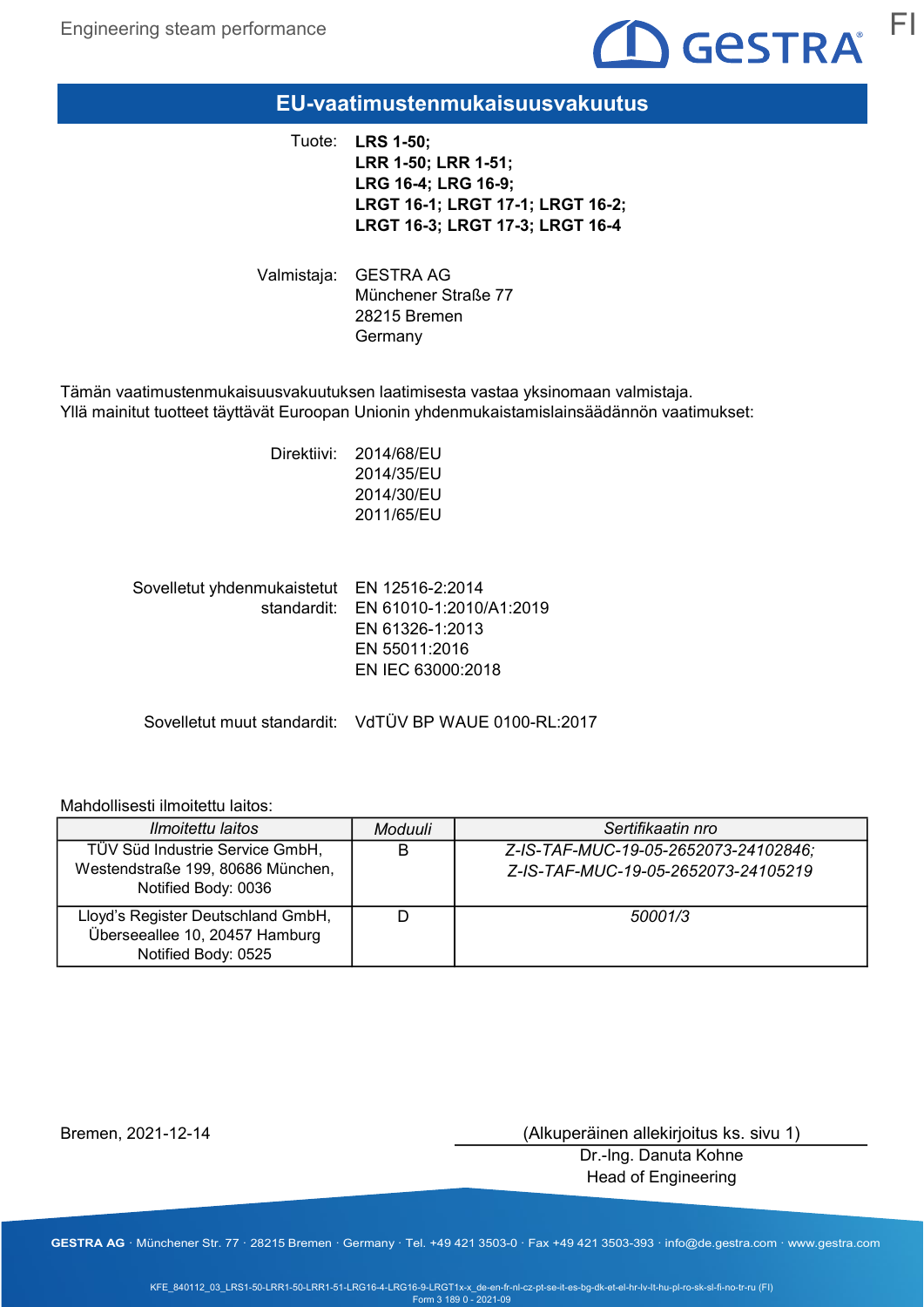# EU-vaatimustenmukaisuusvakuutus

Tuote: **LRS 1-50;**
**LRR 1-50; LRR 1-51;**
**LRG 16-4; LRG 16-9;**
**LRGT 16-1; LRGT 17-1; LRGT 16-2;**
**LRGT 16-3; LRGT 17-3; LRGT 16-4**

Valmistaja: GESTRA AG
Münchener Straße 77
28215 Bremen
Germany

Tämän vaatimustenmukaisuusvakuutuksen laatimisesta vastaa yksinomaan valmistaja.
Yllä mainitut tuotteet täyttävät Euroopan Unionin yhdenmukaistamislainsäädännön vaatimukset:

Direktiivi: 2014/68/EU
2014/35/EU
2014/30/EU
2011/65/EU

Sovelletut yhdenmukaistetut standardit: EN 12516-2:2014
EN 61010-1:2010/A1:2019
EN 61326-1:2013
EN 55011:2016
EN IEC 63000:2018

Sovelletut muut standardit: VdTÜV BP WAUE 0100-RL:2017

Mahdollisesti ilmoitettu laitos:

| *Ilmoitettu laitos* | *Moduuli* | *Sertifikaatin nro* |
|---|---|---|
| TÜV Süd Industrie Service GmbH, Westendstraße 199, 80686 München, Notified Body: 0036 | B | *Z-IS-TAF-MUC-19-05-2652073-24102846; Z-IS-TAF-MUC-19-05-2652073-24105219* |
| Lloyd's Register Deutschland GmbH, Überseeallee 10, 20457 Hamburg Notified Body: 0525 | D | *50001/3* |

Bremen, 2021-12-14

(Alkuperäinen allekirjoitus ks. sivu 1)
Dr.-Ing. Danuta Kohne
Head of Engineering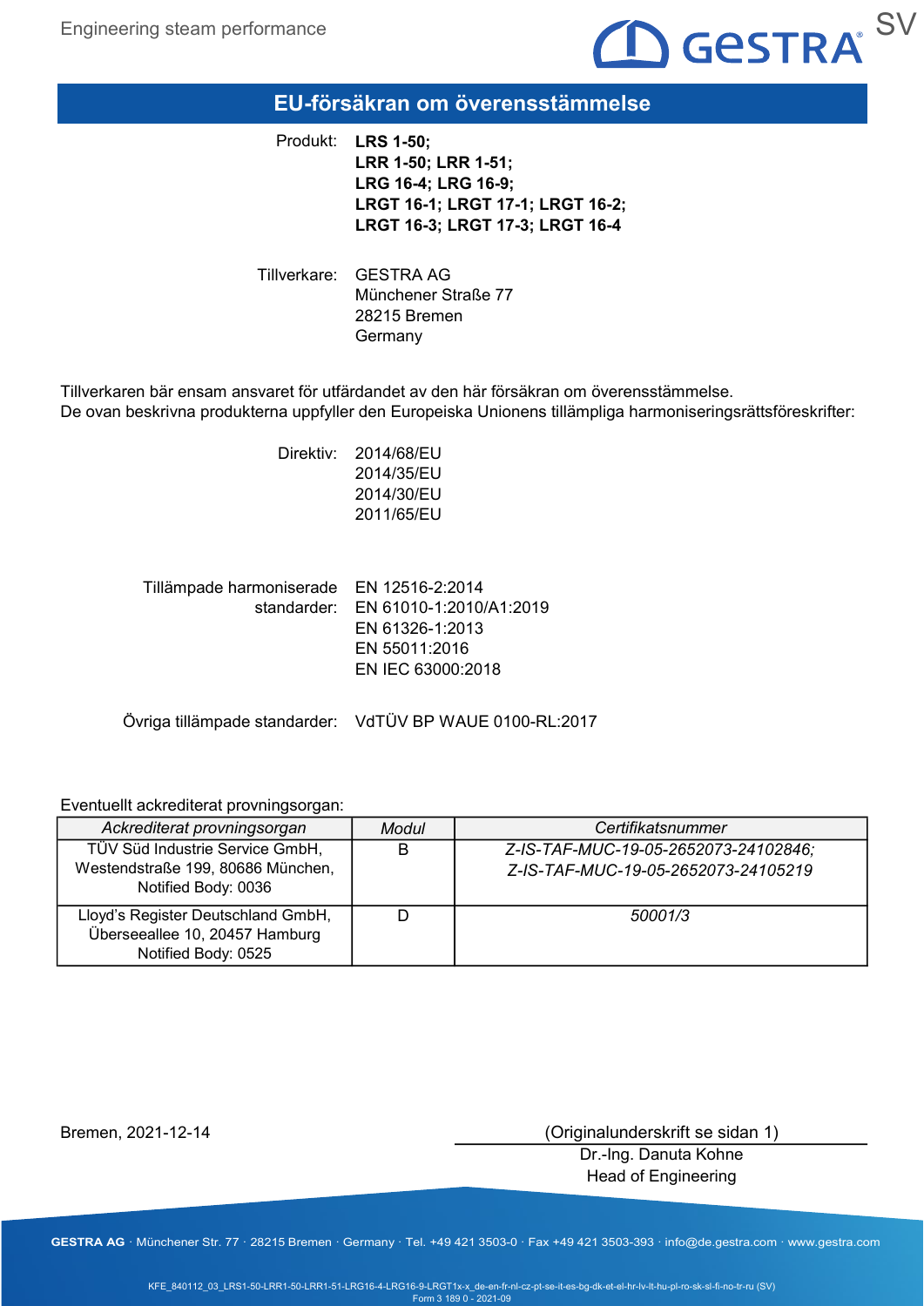# EU-försäkran om överensstämmelse

Produkt: **LRS 1-50;**
**LRR 1-50; LRR 1-51;**
**LRG 16-4; LRG 16-9;**
**LRGT 16-1; LRGT 17-1; LRGT 16-2;**
**LRGT 16-3; LRGT 17-3; LRGT 16-4**

Tillverkare: GESTRA AG
Münchener Straße 77
28215 Bremen
Germany

Tillverkaren bär ensam ansvaret för utfärdandet av den här försäkran om överensstämmelse.
De ovan beskrivna produkterna uppfyller den Europeiska Unionens tillämpliga harmoniseringsrättsföreskrifter:

Direktiv: 2014/68/EU
2014/35/EU
2014/30/EU
2011/65/EU

Tillämpade harmoniserade standarder: EN 12516-2:2014
EN 61010-1:2010/A1:2019
EN 61326-1:2013
EN 55011:2016
EN IEC 63000:2018

Övriga tillämpade standarder: VdTÜV BP WAUE 0100-RL:2017

Eventuellt ackrediterat provningsorgan:

| *Ackrediterat provningsorgan* | *Modul* | *Certifikatsnummer* |
|---|---|---|
| TÜV Süd Industrie Service GmbH, Westendstraße 199, 80686 München, Notified Body: 0036 | B | *Z-IS-TAF-MUC-19-05-2652073-24102846; Z-IS-TAF-MUC-19-05-2652073-24105219* |
| Lloyd's Register Deutschland GmbH, Überseeallee 10, 20457 Hamburg Notified Body: 0525 | D | *50001/3* |

Bremen, 2021-12-14

(Originalunderskrift se sidan 1)
Dr.-Ing. Danuta Kohne
Head of Engineering

**GESTRA AG** · Münchener Str. 77 · 28215 Bremen · Germany · Tel. +49 421 3503-0 · Fax +49 421 3503-393 · info@de.gestra.com · www.gestra.com

KFE_840112_03_LRS1-50-LRR1-50-LRR1-51-LRG16-4-LRG16-9-LRGT1x-x_de-en-fr-nl-cz-pt-se-it-es-bg-dk-et-el-hr-lv-lt-hu-pl-ro-sk-sl-fi-no-tr-ru (SV)
Form 3 189 0 - 2021-09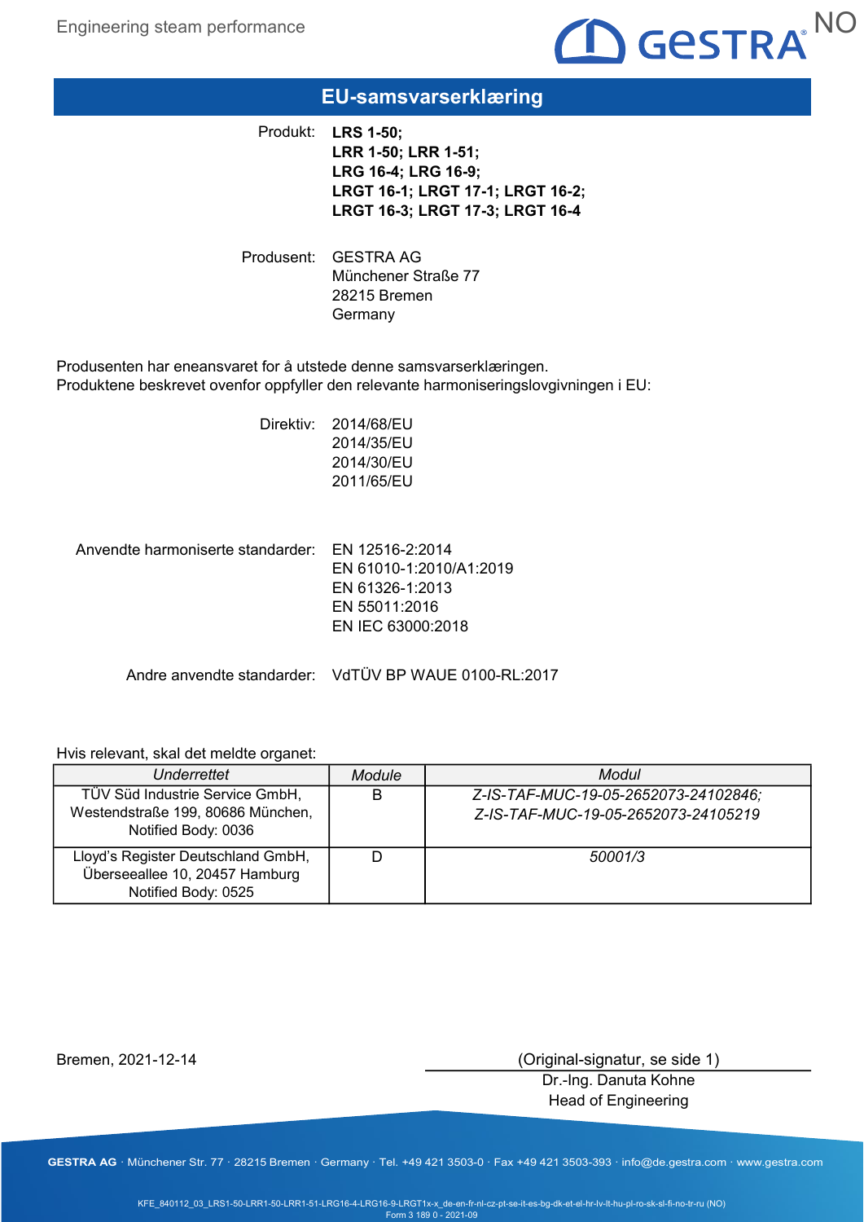# EU-samsvarserklæring

Produkt: **LRS 1-50; LRR 1-50; LRR 1-51; LRG 16-4; LRG 16-9; LRGT 16-1; LRGT 17-1; LRGT 16-2; LRGT 16-3; LRGT 17-3; LRGT 16-4**

Produsent: GESTRA AG
Münchener Straße 77
28215 Bremen
Germany

Produsenten har eneansvaret for å utstede denne samsvarserklæringen.
Produktene beskrevet ovenfor oppfyller den relevante harmoniseringslovgivningen i EU:

Direktiv:
2014/68/EU
2014/35/EU
2014/30/EU
2011/65/EU

Anvendte harmoniserte standarder:
EN 12516-2:2014
EN 61010-1:2010/A1:2019
EN 61326-1:2013
EN 55011:2016
EN IEC 63000:2018

Andre anvendte standarder: VdTÜV BP WAUE 0100-RL:2017

Hvis relevant, skal det meldte organet:

| *Underrettet* | *Module* | *Modul* |
|---|---|---|
| TÜV Süd Industrie Service GmbH, Westendstraße 199, 80686 München, Notified Body: 0036 | B | *Z-IS-TAF-MUC-19-05-2652073-24102846; Z-IS-TAF-MUC-19-05-2652073-24105219* |
| Lloyd's Register Deutschland GmbH, Überseeallee 10, 20457 Hamburg Notified Body: 0525 | D | *50001/3* |

Bremen, 2021-12-14

(Original-signatur, se side 1)
Dr.-Ing. Danuta Kohne
Head of Engineering

GESTRA AG · Münchener Str. 77 · 28215 Bremen · Germany · Tel. +49 421 3503-0 · Fax +49 421 3503-393 · info@de.gestra.com · www.gestra.com

KFE_840112_03_LRS1-50-LRR1-50-LRR1-51-LRG16-4-LRG16-9-LRGT1x-x_de-en-fr-nl-cz-pt-se-it-es-bg-dk-et-el-hr-lv-lt-hu-pl-ro-sk-sl-fi-no-tr-ru (NO)
Form 3 189 0 - 2021-09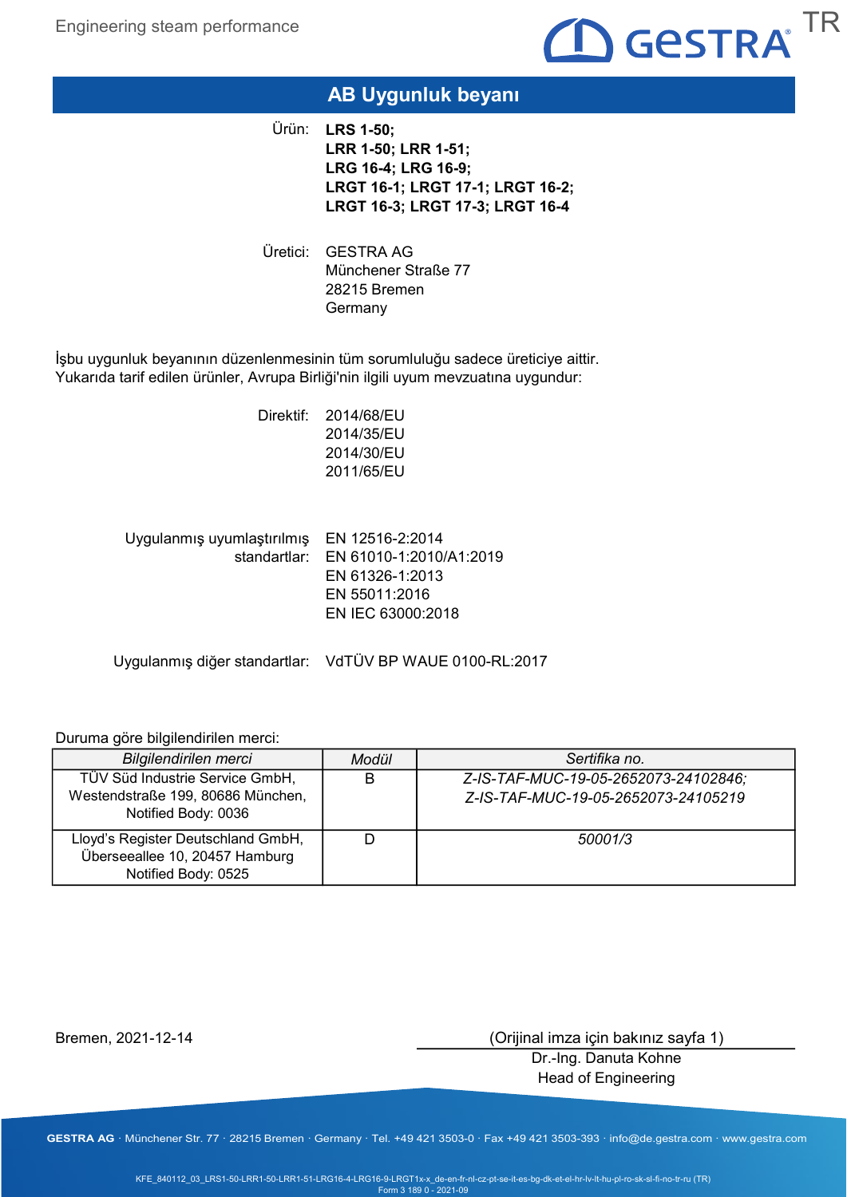# AB Uygunluk beyanı

Ürün: **LRS 1-50;**
**LRR 1-50; LRR 1-51;**
**LRG 16-4; LRG 16-9;**
**LRGT 16-1; LRGT 17-1; LRGT 16-2;**
**LRGT 16-3; LRGT 17-3; LRGT 16-4**

Üretici: GESTRA AG
Münchener Straße 77
28215 Bremen
Germany

İşbu uygunluk beyanının düzenlenmesinin tüm sorumluluğu sadece üreticiye aittir.
Yukarıda tarif edilen ürünler, Avrupa Birliği'nin ilgili uyum mevzuatına uygundur:

Direktif: 2014/68/EU
2014/35/EU
2014/30/EU
2011/65/EU

Uygulanmış uyumlaştırılmış standartlar: EN 12516-2:2014
EN 61010-1:2010/A1:2019
EN 61326-1:2013
EN 55011:2016
EN IEC 63000:2018

Uygulanmış diğer standartlar: VdTÜV BP WAUE 0100-RL:2017

Duruma göre bilgilendirilen merci:

| *Bilgilendirilen merci* | *Modül* | *Sertifika no.* |
|---|---|---|
| TÜV Süd Industrie Service GmbH, Westendstraße 199, 80686 München, Notified Body: 0036 | B | *Z-IS-TAF-MUC-19-05-2652073-24102846; Z-IS-TAF-MUC-19-05-2652073-24105219* |
| Lloyd's Register Deutschland GmbH, Überseeallee 10, 20457 Hamburg Notified Body: 0525 | D | *50001/3* |

Bremen, 2021-12-14

(Orijinal imza için bakınız sayfa 1)
Dr.-Ing. Danuta Kohne
Head of Engineering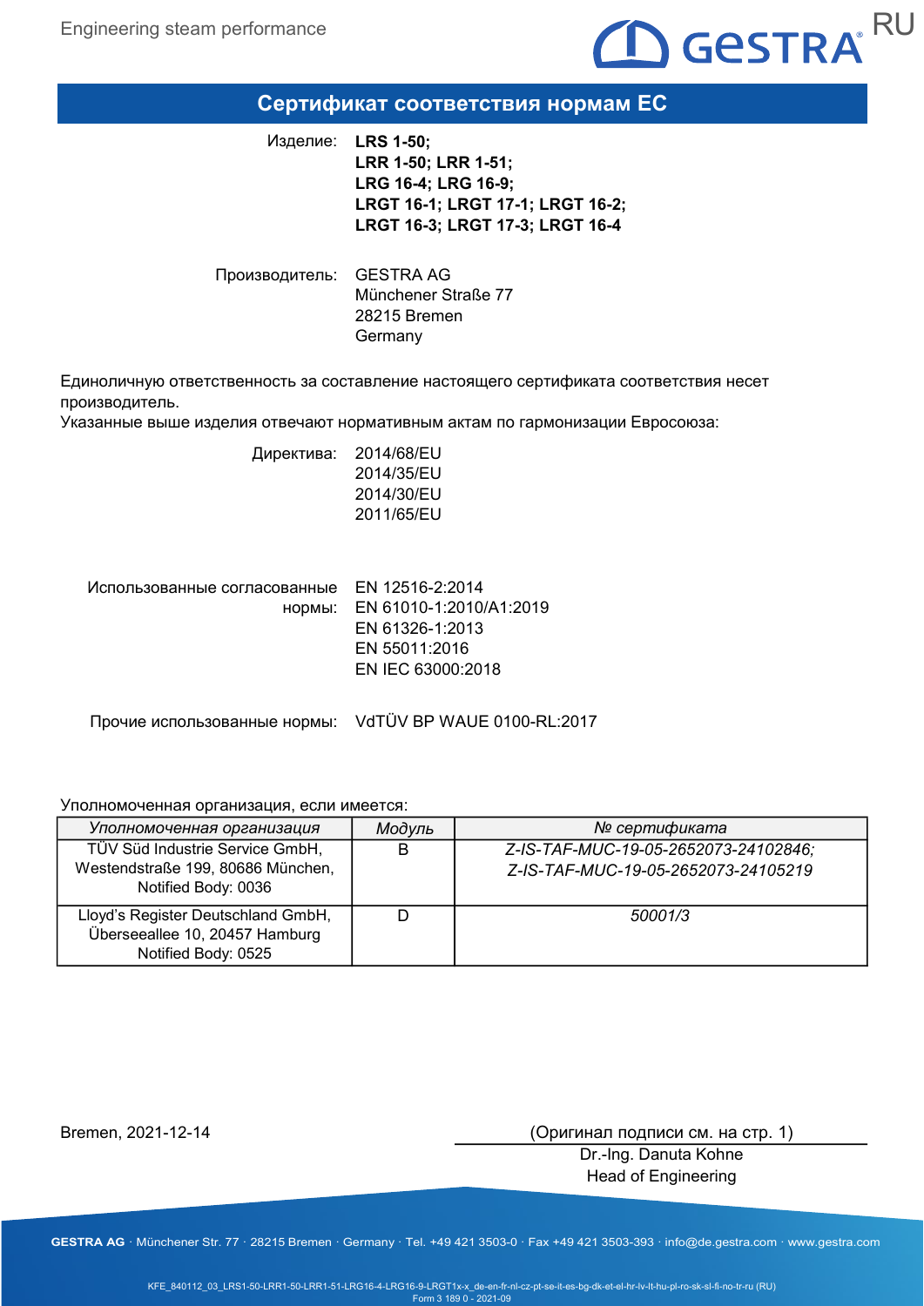# Сертификат соответствия нормам ЕС

Изделие: **LRS 1-50;**
**LRR 1-50; LRR 1-51;**
**LRG 16-4; LRG 16-9;**
**LRGT 16-1; LRGT 17-1; LRGT 16-2;**
**LRGT 16-3; LRGT 17-3; LRGT 16-4**

Производитель: GESTRA AG
Münchener Straße 77
28215 Bremen
Germany

Единоличную ответственность за составление настоящего сертификата соответствия несет производитель.
Указанные выше изделия отвечают нормативным актам по гармонизации Евросоюза:

Директива: 2014/68/EU
2014/35/EU
2014/30/EU
2011/65/EU

Использованные согласованные нормы: EN 12516-2:2014
EN 61010-1:2010/A1:2019
EN 61326-1:2013
EN 55011:2016
EN IEC 63000:2018

Прочие использованные нормы: VdTÜV BP WAUE 0100-RL:2017

Уполномоченная организация, если имеется:

| *Уполномоченная организация* | *Модуль* | *№ сертификата* |
|---|---|---|
| TÜV Süd Industrie Service GmbH, Westendstraße 199, 80686 München, Notified Body: 0036 | B | *Z-IS-TAF-MUC-19-05-2652073-24102846; Z-IS-TAF-MUC-19-05-2652073-24105219* |
| Lloyd's Register Deutschland GmbH, Überseeallee 10, 20457 Hamburg Notified Body: 0525 | D | *50001/3* |

Bremen, 2021-12-14

(Оригинал подписи см. на стр. 1)
Dr.-Ing. Danuta Kohne
Head of Engineering

KFE_840112_03_LRS1-50-LRR1-50-LRR1-51-LRG16-4-LRG16-9-LRGT1x-x_de-en-fr-nl-cz-pt-se-it-es-bg-dk-et-el-hr-lv-lt-hu-pl-ro-sk-sl-fi-no-tr-ru (RU)
Form 3 189 0 - 2021-09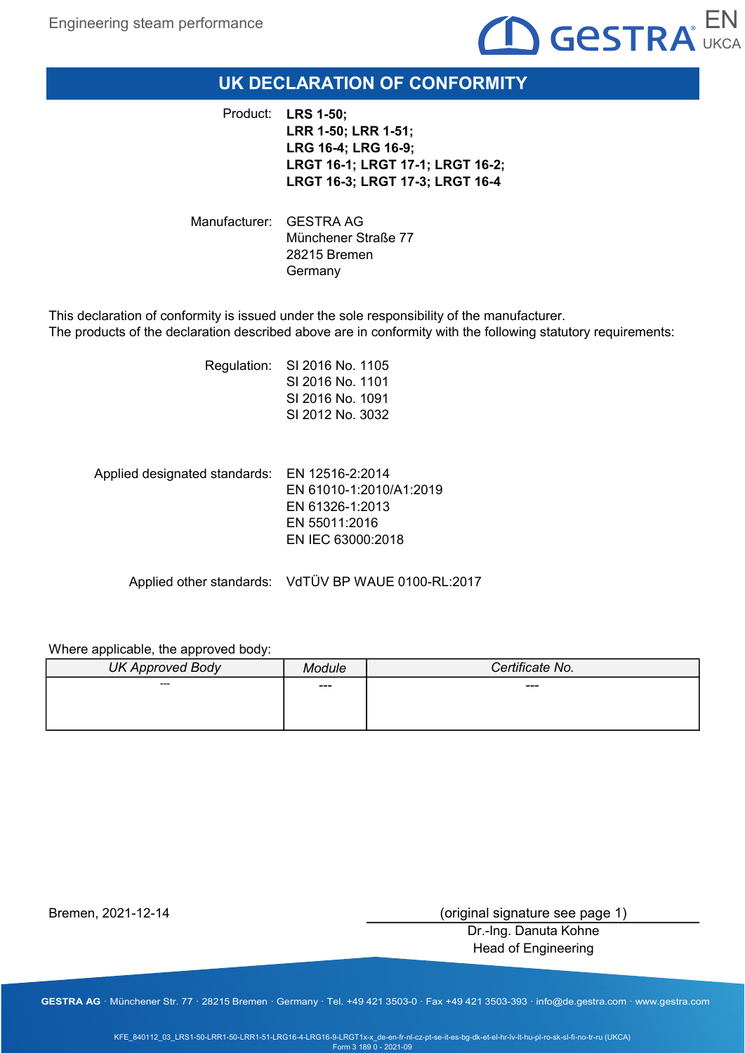# UK DECLARATION OF CONFORMITY

Product: **LRS 1-50;**
**LRR 1-50; LRR 1-51;**
**LRG 16-4; LRG 16-9;**
**LRGT 16-1; LRGT 17-1; LRGT 16-2;**
**LRGT 16-3; LRGT 17-3; LRGT 16-4**

Manufacturer: GESTRA AG
Münchener Straße 77
28215 Bremen
Germany

This declaration of conformity is issued under the sole responsibility of the manufacturer.
The products of the declaration described above are in conformity with the following statutory requirements:

Regulation: SI 2016 No. 1105
SI 2016 No. 1101
SI 2016 No. 1091
SI 2012 No. 3032

Applied designated standards: EN 12516-2:2014
EN 61010-1:2010/A1:2019
EN 61326-1:2013
EN 55011:2016
EN IEC 63000:2018

Applied other standards: VdTÜV BP WAUE 0100-RL:2017

Where applicable, the approved body:

| *UK Approved Body* | *Module* | *Certificate No.* |
|---|---|---|
| --- | --- | --- |

Bremen, 2021-12-14

(original signature see page 1)
Dr.-Ing. Danuta Kohne
Head of Engineering

**GESTRA AG** · Münchener Str. 77 · 28215 Bremen · Germany · Tel. +49 421 3503-0 · Fax +49 421 3503-393 · info@de.gestra.com · www.gestra.com

KFE_840112_03_LRS1-50-LRR1-50-LRR1-51-LRG16-4-LRG16-9-LRGT1x-x_de-en-fr-nl-cz-pt-se-it-es-bg-dk-et-el-hr-lv-lt-hu-pl-ro-sk-sl-fi-no-tr-ru (UKCA)
Form 3 189 0 - 2021-09